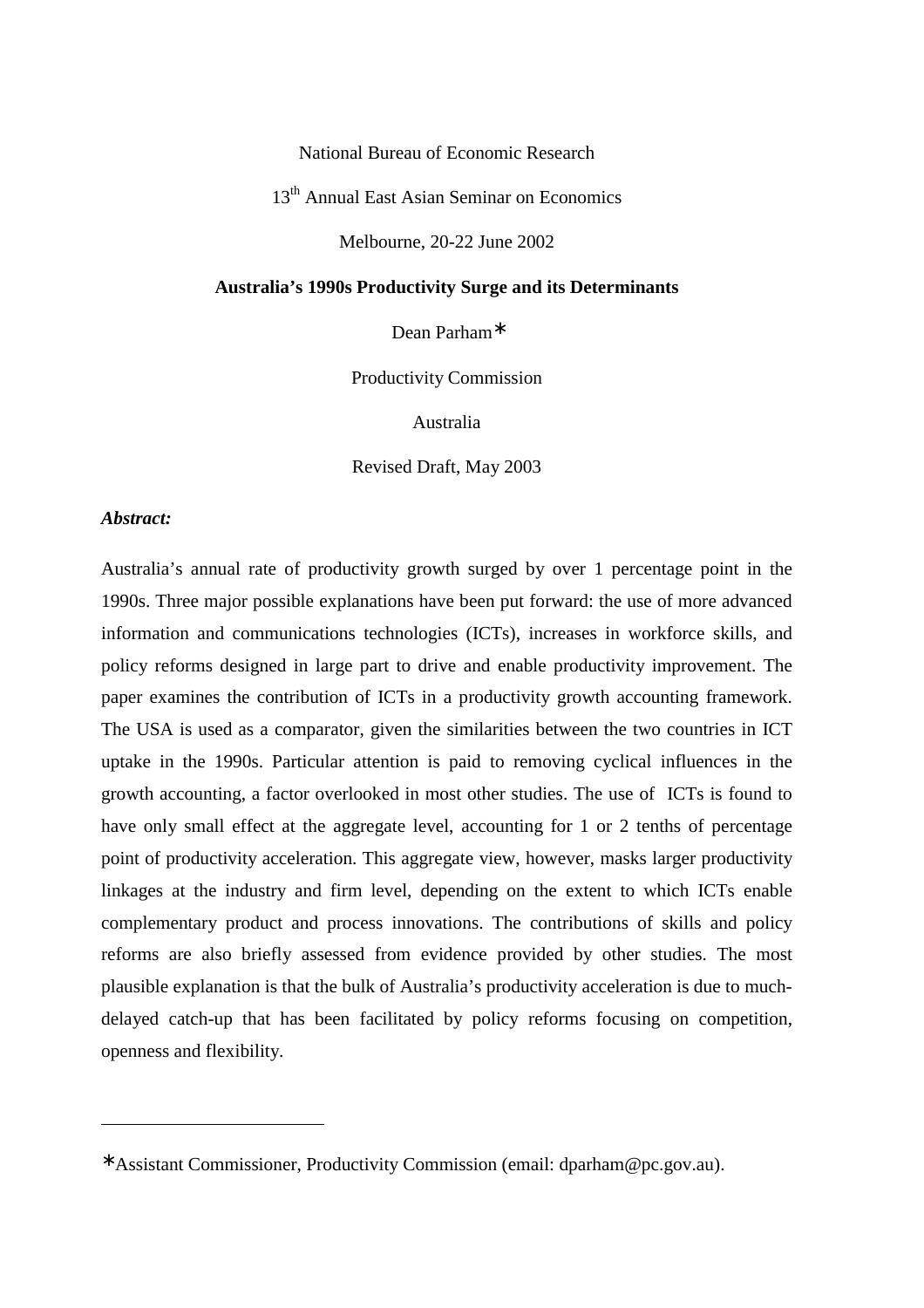National Bureau of Economic Research

13th Annual East Asian Seminar on Economics

Melbourne, 20-22 June 2002

**Australia's 1990s Productivity Surge and its Determinants**

Dean Parham*

Productivity Commission

Australia

Revised Draft, May 2003

***Abstract:***

Australia's annual rate of productivity growth surged by over 1 percentage point in the 1990s. Three major possible explanations have been put forward: the use of more advanced information and communications technologies (ICTs), increases in workforce skills, and policy reforms designed in large part to drive and enable productivity improvement. The paper examines the contribution of ICTs in a productivity growth accounting framework. The USA is used as a comparator, given the similarities between the two countries in ICT uptake in the 1990s. Particular attention is paid to removing cyclical influences in the growth accounting, a factor overlooked in most other studies. The use of ICTs is found to have only small effect at the aggregate level, accounting for 1 or 2 tenths of percentage point of productivity acceleration. This aggregate view, however, masks larger productivity linkages at the industry and firm level, depending on the extent to which ICTs enable complementary product and process innovations. The contributions of skills and policy reforms are also briefly assessed from evidence provided by other studies. The most plausible explanation is that the bulk of Australia's productivity acceleration is due to much-delayed catch-up that has been facilitated by policy reforms focusing on competition, openness and flexibility.

---

*Assistant Commissioner, Productivity Commission (email: dparham@pc.gov.au).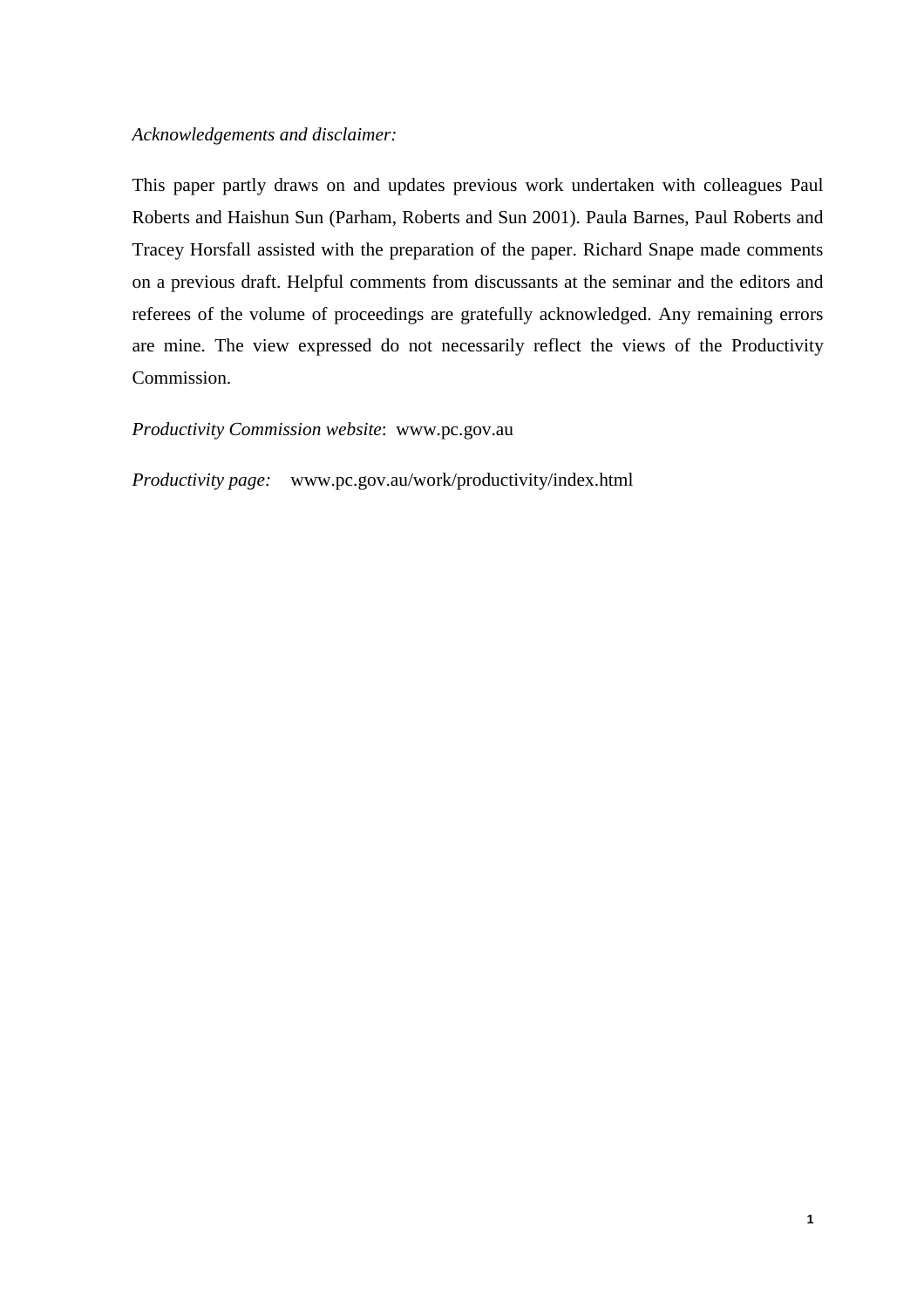*Acknowledgements and disclaimer:*

This paper partly draws on and updates previous work undertaken with colleagues Paul Roberts and Haishun Sun (Parham, Roberts and Sun 2001). Paula Barnes, Paul Roberts and Tracey Horsfall assisted with the preparation of the paper. Richard Snape made comments on a previous draft. Helpful comments from discussants at the seminar and the editors and referees of the volume of proceedings are gratefully acknowledged. Any remaining errors are mine. The view expressed do not necessarily reflect the views of the Productivity Commission.

*Productivity Commission website*: www.pc.gov.au

*Productivity page:* www.pc.gov.au/work/productivity/index.html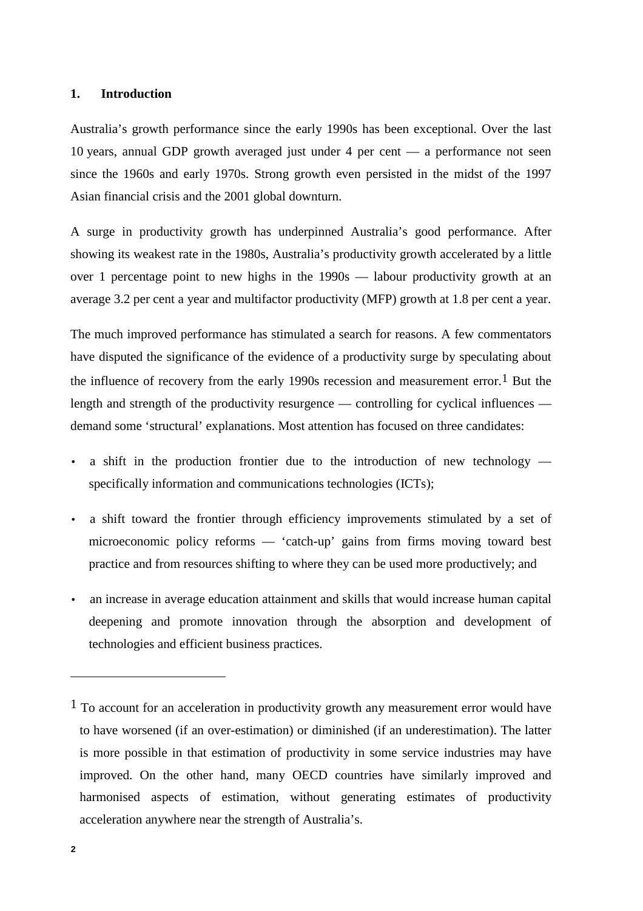## 1. Introduction

Australia's growth performance since the early 1990s has been exceptional. Over the last 10 years, annual GDP growth averaged just under 4 per cent — a performance not seen since the 1960s and early 1970s. Strong growth even persisted in the midst of the 1997 Asian financial crisis and the 2001 global downturn.

A surge in productivity growth has underpinned Australia's good performance. After showing its weakest rate in the 1980s, Australia's productivity growth accelerated by a little over 1 percentage point to new highs in the 1990s — labour productivity growth at an average 3.2 per cent a year and multifactor productivity (MFP) growth at 1.8 per cent a year.

The much improved performance has stimulated a search for reasons. A few commentators have disputed the significance of the evidence of a productivity surge by speculating about the influence of recovery from the early 1990s recession and measurement error.[1] But the length and strength of the productivity resurgence — controlling for cyclical influences — demand some 'structural' explanations. Most attention has focused on three candidates:

- a shift in the production frontier due to the introduction of new technology — specifically information and communications technologies (ICTs);
- a shift toward the frontier through efficiency improvements stimulated by a set of microeconomic policy reforms — 'catch-up' gains from firms moving toward best practice and from resources shifting to where they can be used more productively; and
- an increase in average education attainment and skills that would increase human capital deepening and promote innovation through the absorption and development of technologies and efficient business practices.

---

[1] To account for an acceleration in productivity growth any measurement error would have to have worsened (if an over-estimation) or diminished (if an underestimation). The latter is more possible in that estimation of productivity in some service industries may have improved. On the other hand, many OECD countries have similarly improved and harmonised aspects of estimation, without generating estimates of productivity acceleration anywhere near the strength of Australia's.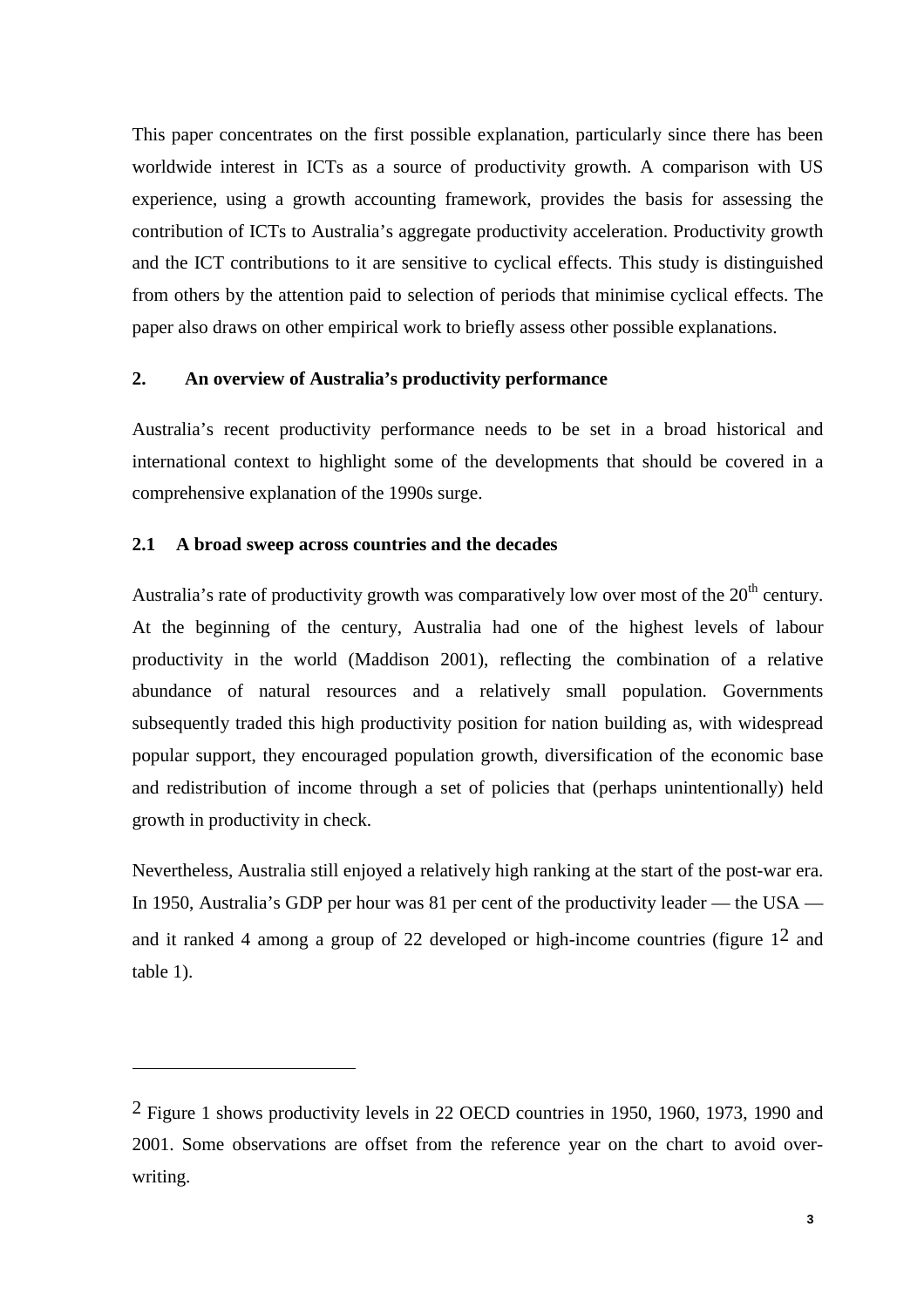This paper concentrates on the first possible explanation, particularly since there has been worldwide interest in ICTs as a source of productivity growth. A comparison with US experience, using a growth accounting framework, provides the basis for assessing the contribution of ICTs to Australia's aggregate productivity acceleration. Productivity growth and the ICT contributions to it are sensitive to cyclical effects. This study is distinguished from others by the attention paid to selection of periods that minimise cyclical effects. The paper also draws on other empirical work to briefly assess other possible explanations.

## 2. An overview of Australia's productivity performance

Australia's recent productivity performance needs to be set in a broad historical and international context to highlight some of the developments that should be covered in a comprehensive explanation of the 1990s surge.

### 2.1 A broad sweep across countries and the decades

Australia's rate of productivity growth was comparatively low over most of the 20th century. At the beginning of the century, Australia had one of the highest levels of labour productivity in the world (Maddison 2001), reflecting the combination of a relative abundance of natural resources and a relatively small population. Governments subsequently traded this high productivity position for nation building as, with widespread popular support, they encouraged population growth, diversification of the economic base and redistribution of income through a set of policies that (perhaps unintentionally) held growth in productivity in check.

Nevertheless, Australia still enjoyed a relatively high ranking at the start of the post-war era. In 1950, Australia's GDP per hour was 81 per cent of the productivity leader — the USA — and it ranked 4 among a group of 22 developed or high-income countries (figure 1[2] and table 1).

---

[2] Figure 1 shows productivity levels in 22 OECD countries in 1950, 1960, 1973, 1990 and 2001. Some observations are offset from the reference year on the chart to avoid over-writing.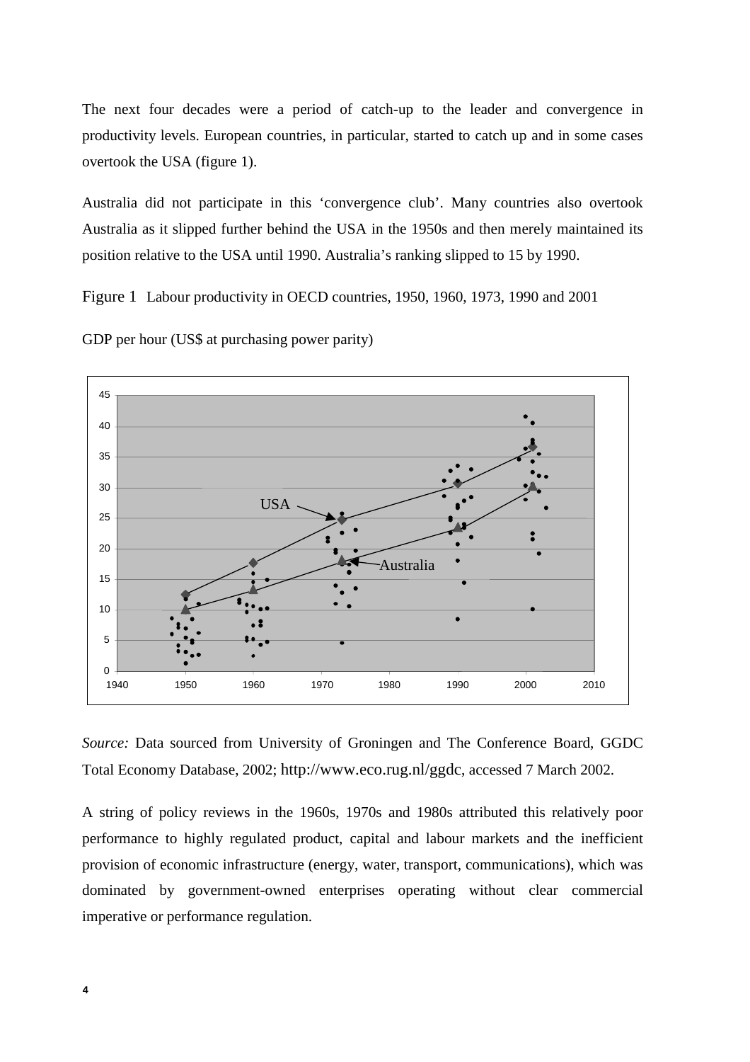The next four decades were a period of catch-up to the leader and convergence in productivity levels. European countries, in particular, started to catch up and in some cases overtook the USA (figure 1).

Australia did not participate in this 'convergence club'. Many countries also overtook Australia as it slipped further behind the USA in the 1950s and then merely maintained its position relative to the USA until 1990. Australia's ranking slipped to 15 by 1990.

Figure 1 Labour productivity in OECD countries, 1950, 1960, 1973, 1990 and 2001

GDP per hour (US$ at purchasing power parity)

*Source:* Data sourced from University of Groningen and The Conference Board, GGDC Total Economy Database, 2002; http://www.eco.rug.nl/ggdc, accessed 7 March 2002.

A string of policy reviews in the 1960s, 1970s and 1980s attributed this relatively poor performance to highly regulated product, capital and labour markets and the inefficient provision of economic infrastructure (energy, water, transport, communications), which was dominated by government-owned enterprises operating without clear commercial imperative or performance regulation.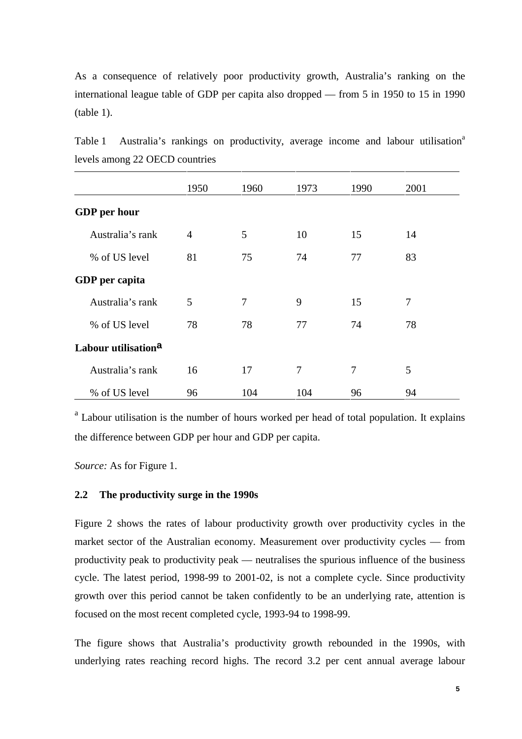As a consequence of relatively poor productivity growth, Australia's ranking on the international league table of GDP per capita also dropped — from 5 in 1950 to 15 in 1990 (table 1).

Table 1 Australia's rankings on productivity, average income and labour utilisation[a] levels among 22 OECD countries

| | 1950 | 1960 | 1973 | 1990 | 2001 |
|---|---|---|---|---|---|
| **GDP per hour** | | | | | |
| Australia's rank | 4 | 5 | 10 | 15 | 14 |
| % of US level | 81 | 75 | 74 | 77 | 83 |
| **GDP per capita** | | | | | |
| Australia's rank | 5 | 7 | 9 | 15 | 7 |
| % of US level | 78 | 78 | 77 | 74 | 78 |
| **Labour utilisation[a]** | | | | | |
| Australia's rank | 16 | 17 | 7 | 7 | 5 |
| % of US level | 96 | 104 | 104 | 96 | 94 |

[a] Labour utilisation is the number of hours worked per head of total population. It explains the difference between GDP per hour and GDP per capita.

*Source:* As for Figure 1.

### 2.2 The productivity surge in the 1990s

Figure 2 shows the rates of labour productivity growth over productivity cycles in the market sector of the Australian economy. Measurement over productivity cycles — from productivity peak to productivity peak — neutralises the spurious influence of the business cycle. The latest period, 1998-99 to 2001-02, is not a complete cycle. Since productivity growth over this period cannot be taken confidently to be an underlying rate, attention is focused on the most recent completed cycle, 1993-94 to 1998-99.

The figure shows that Australia's productivity growth rebounded in the 1990s, with underlying rates reaching record highs. The record 3.2 per cent annual average labour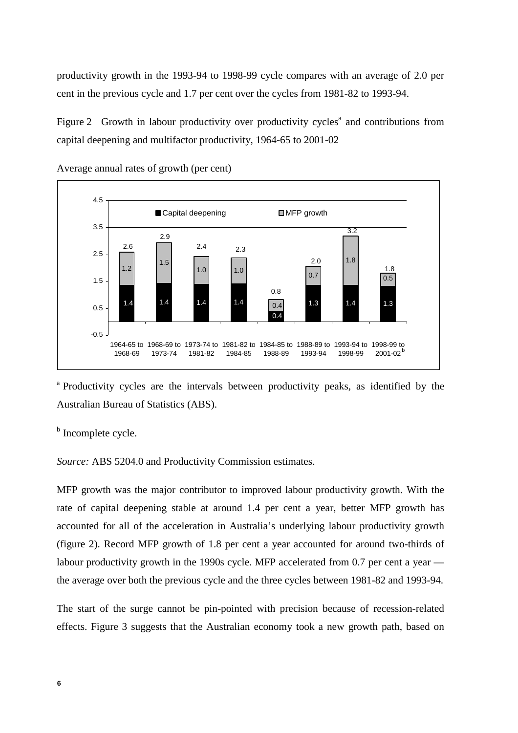productivity growth in the 1993-94 to 1998-99 cycle compares with an average of 2.0 per cent in the previous cycle and 1.7 per cent over the cycles from 1981-82 to 1993-94.

Figure 2 Growth in labour productivity over productivity cycles[a] and contributions from capital deepening and multifactor productivity, 1964-65 to 2001-02

Average annual rates of growth (per cent)

| Cycle | Capital deepening | MFP growth | Total |
|---|---|---|---|
| 1964-65 to 1968-69 | 1.4 | 1.2 | 2.6 |
| 1968-69 to 1973-74 | 1.4 | 1.5 | 2.9 |
| 1973-74 to 1981-82 | 1.4 | 1.0 | 2.4 |
| 1981-82 to 1984-85 | 1.4 | 1.0 | 2.3 |
| 1984-85 to 1988-89 | 0.4 | 0.4 | 0.8 |
| 1988-89 to 1993-94 | 1.3 | 0.7 | 2.0 |
| 1993-94 to 1998-99 | 1.4 | 1.8 | 3.2 |
| 1998-99 to 2001-02[b] | 1.3 | 0.5 | 1.8 |

[a] Productivity cycles are the intervals between productivity peaks, as identified by the Australian Bureau of Statistics (ABS).

[b] Incomplete cycle.

*Source:* ABS 5204.0 and Productivity Commission estimates.

MFP growth was the major contributor to improved labour productivity growth. With the rate of capital deepening stable at around 1.4 per cent a year, better MFP growth has accounted for all of the acceleration in Australia's underlying labour productivity growth (figure 2). Record MFP growth of 1.8 per cent a year accounted for around two-thirds of labour productivity growth in the 1990s cycle. MFP accelerated from 0.7 per cent a year — the average over both the previous cycle and the three cycles between 1981-82 and 1993-94.

The start of the surge cannot be pin-pointed with precision because of recession-related effects. Figure 3 suggests that the Australian economy took a new growth path, based on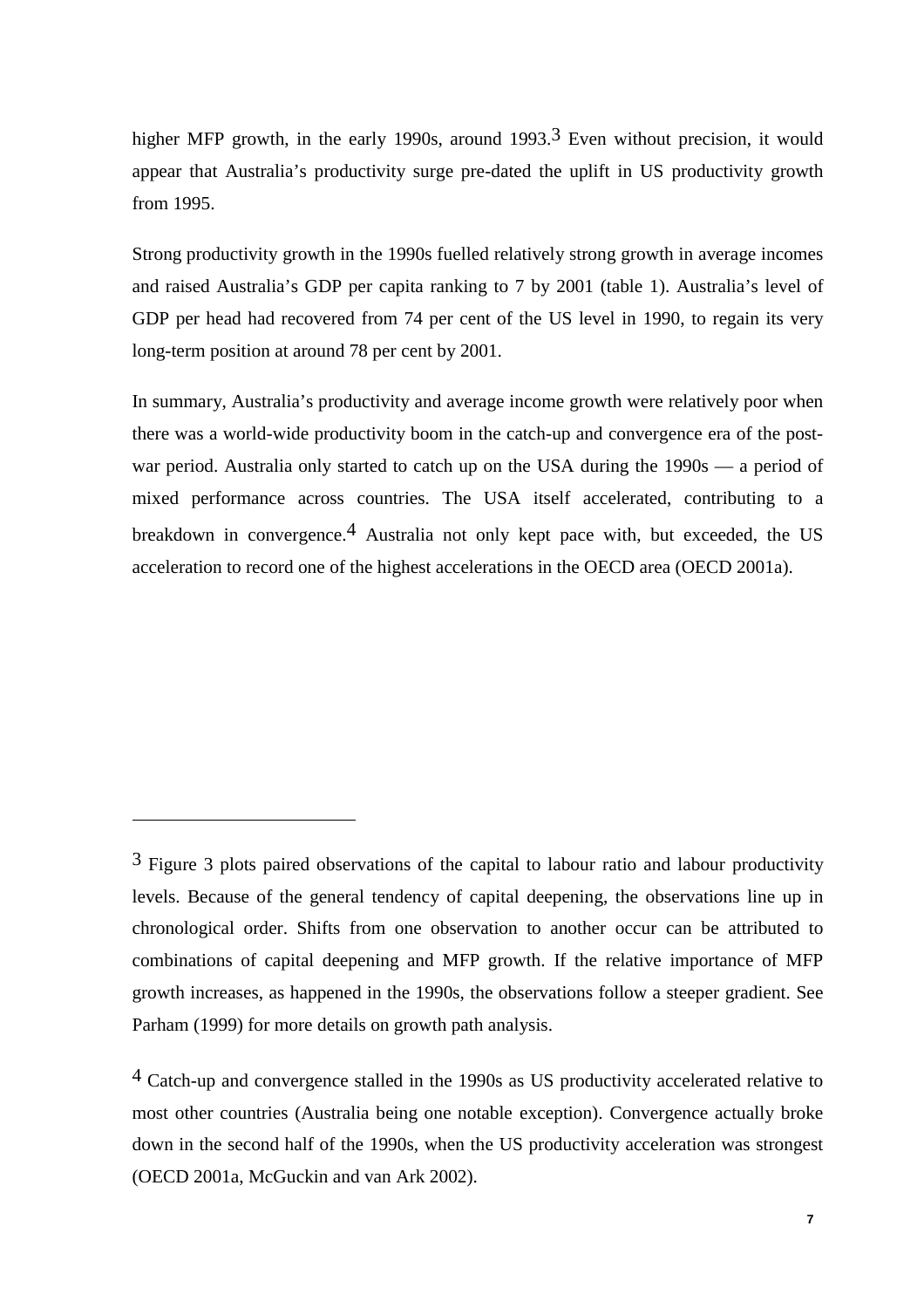higher MFP growth, in the early 1990s, around 1993.[3] Even without precision, it would appear that Australia's productivity surge pre-dated the uplift in US productivity growth from 1995.

Strong productivity growth in the 1990s fuelled relatively strong growth in average incomes and raised Australia's GDP per capita ranking to 7 by 2001 (table 1). Australia's level of GDP per head had recovered from 74 per cent of the US level in 1990, to regain its very long-term position at around 78 per cent by 2001.

In summary, Australia's productivity and average income growth were relatively poor when there was a world-wide productivity boom in the catch-up and convergence era of the post-war period. Australia only started to catch up on the USA during the 1990s — a period of mixed performance across countries. The USA itself accelerated, contributing to a breakdown in convergence.[4] Australia not only kept pace with, but exceeded, the US acceleration to record one of the highest accelerations in the OECD area (OECD 2001a).

---

[3] Figure 3 plots paired observations of the capital to labour ratio and labour productivity levels. Because of the general tendency of capital deepening, the observations line up in chronological order. Shifts from one observation to another occur can be attributed to combinations of capital deepening and MFP growth. If the relative importance of MFP growth increases, as happened in the 1990s, the observations follow a steeper gradient. See Parham (1999) for more details on growth path analysis.

[4] Catch-up and convergence stalled in the 1990s as US productivity accelerated relative to most other countries (Australia being one notable exception). Convergence actually broke down in the second half of the 1990s, when the US productivity acceleration was strongest (OECD 2001a, McGuckin and van Ark 2002).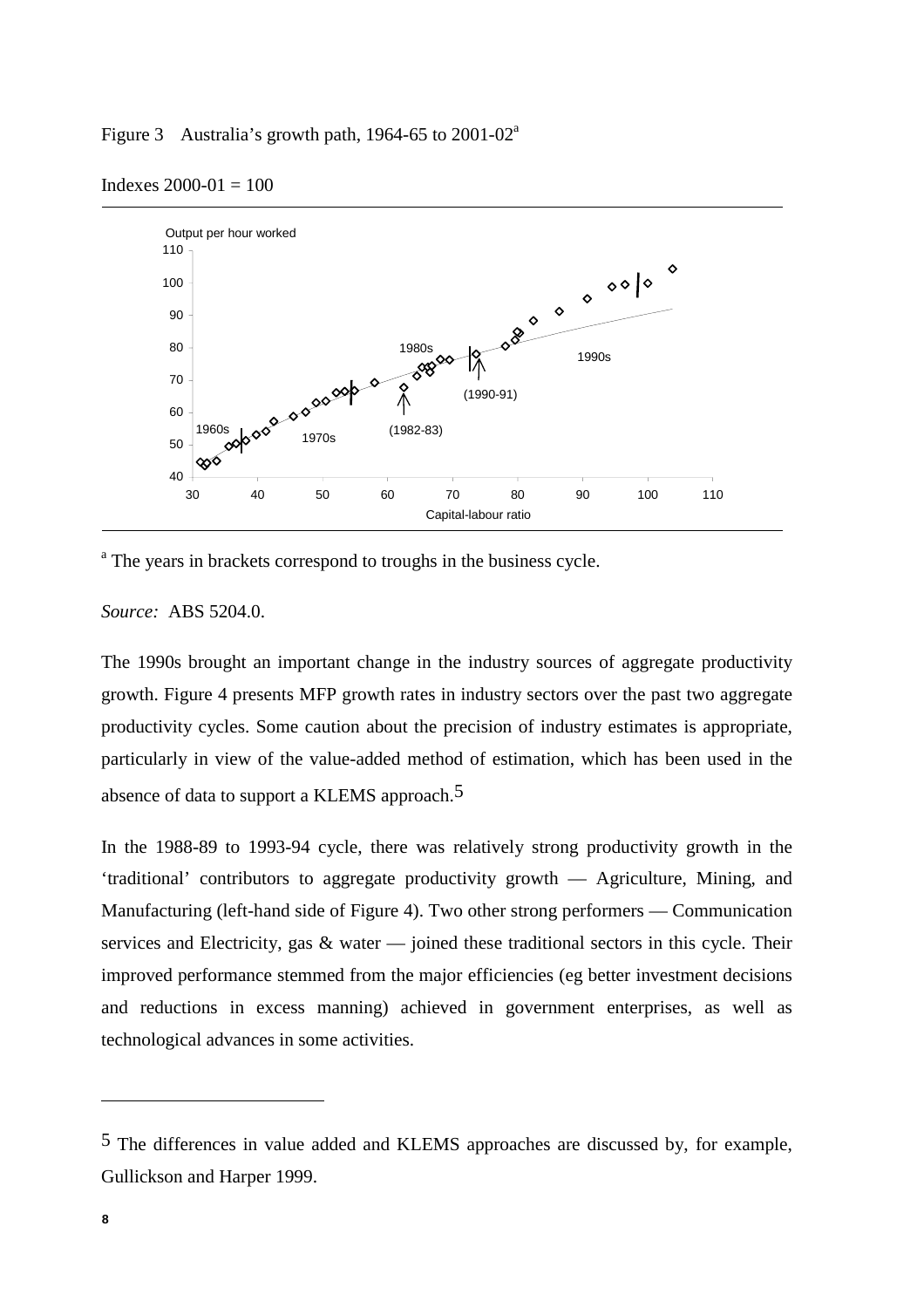Figure 3 Australia's growth path, 1964-65 to 2001-02[a]

Indexes 2000-01 = 100

[a] The years in brackets correspond to troughs in the business cycle.

*Source:* ABS 5204.0.

The 1990s brought an important change in the industry sources of aggregate productivity growth. Figure 4 presents MFP growth rates in industry sectors over the past two aggregate productivity cycles. Some caution about the precision of industry estimates is appropriate, particularly in view of the value-added method of estimation, which has been used in the absence of data to support a KLEMS approach.[5]

In the 1988-89 to 1993-94 cycle, there was relatively strong productivity growth in the 'traditional' contributors to aggregate productivity growth — Agriculture, Mining, and Manufacturing (left-hand side of Figure 4). Two other strong performers — Communication services and Electricity, gas & water — joined these traditional sectors in this cycle. Their improved performance stemmed from the major efficiencies (eg better investment decisions and reductions in excess manning) achieved in government enterprises, as well as technological advances in some activities.

---

[5] The differences in value added and KLEMS approaches are discussed by, for example, Gullickson and Harper 1999.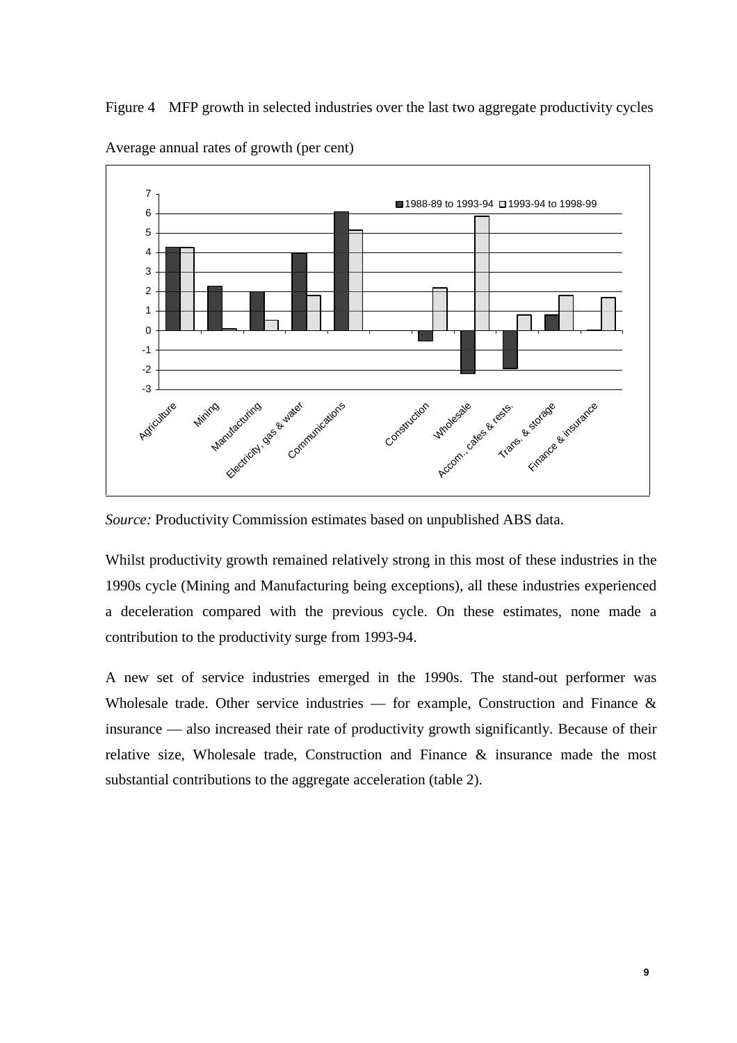Figure 4 MFP growth in selected industries over the last two aggregate productivity cycles

Average annual rates of growth (per cent)

*Source:* Productivity Commission estimates based on unpublished ABS data.

Whilst productivity growth remained relatively strong in this most of these industries in the 1990s cycle (Mining and Manufacturing being exceptions), all these industries experienced a deceleration compared with the previous cycle. On these estimates, none made a contribution to the productivity surge from 1993-94.

A new set of service industries emerged in the 1990s. The stand-out performer was Wholesale trade. Other service industries — for example, Construction and Finance & insurance — also increased their rate of productivity growth significantly. Because of their relative size, Wholesale trade, Construction and Finance & insurance made the most substantial contributions to the aggregate acceleration (table 2).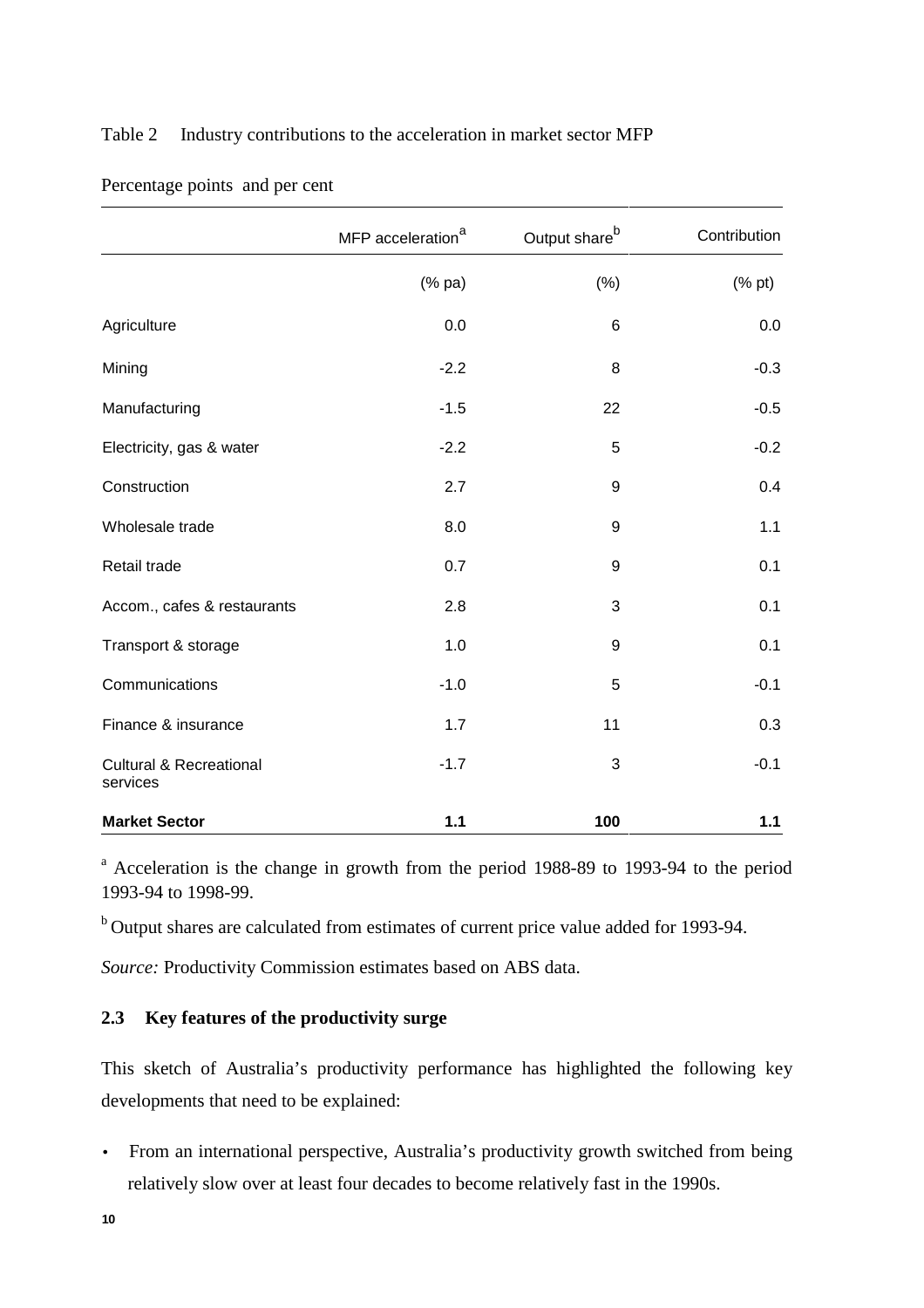Table 2 Industry contributions to the acceleration in market sector MFP

Percentage points and per cent

| | MFP acceleration[a] | Output share[b] | Contribution |
|---|---|---|---|
| | (% pa) | (%) | (% pt) |
| Agriculture | 0.0 | 6 | 0.0 |
| Mining | -2.2 | 8 | -0.3 |
| Manufacturing | -1.5 | 22 | -0.5 |
| Electricity, gas & water | -2.2 | 5 | -0.2 |
| Construction | 2.7 | 9 | 0.4 |
| Wholesale trade | 8.0 | 9 | 1.1 |
| Retail trade | 0.7 | 9 | 0.1 |
| Accom., cafes & restaurants | 2.8 | 3 | 0.1 |
| Transport & storage | 1.0 | 9 | 0.1 |
| Communications | -1.0 | 5 | -0.1 |
| Finance & insurance | 1.7 | 11 | 0.3 |
| Cultural & Recreational services | -1.7 | 3 | -0.1 |
| **Market Sector** | **1.1** | **100** | **1.1** |

[a] Acceleration is the change in growth from the period 1988-89 to 1993-94 to the period 1993-94 to 1998-99.

[b] Output shares are calculated from estimates of current price value added for 1993-94.

*Source:* Productivity Commission estimates based on ABS data.

### 2.3 Key features of the productivity surge

This sketch of Australia's productivity performance has highlighted the following key developments that need to be explained:

- From an international perspective, Australia's productivity growth switched from being relatively slow over at least four decades to become relatively fast in the 1990s.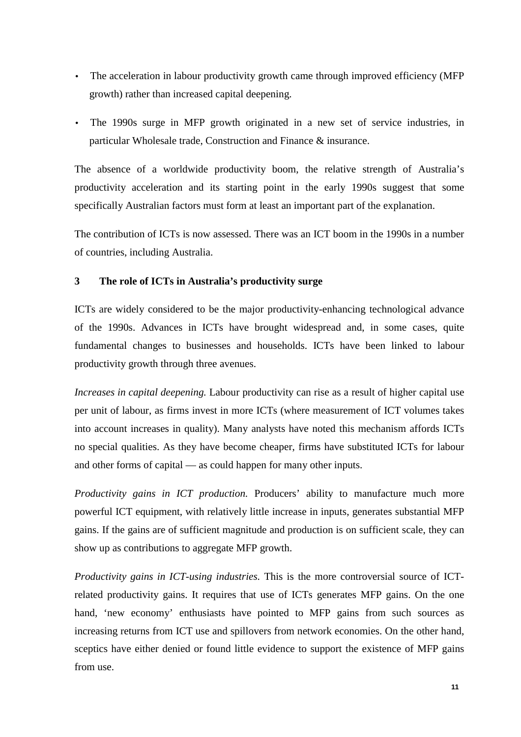- The acceleration in labour productivity growth came through improved efficiency (MFP growth) rather than increased capital deepening.
- The 1990s surge in MFP growth originated in a new set of service industries, in particular Wholesale trade, Construction and Finance & insurance.

The absence of a worldwide productivity boom, the relative strength of Australia's productivity acceleration and its starting point in the early 1990s suggest that some specifically Australian factors must form at least an important part of the explanation.

The contribution of ICTs is now assessed. There was an ICT boom in the 1990s in a number of countries, including Australia.

## 3 The role of ICTs in Australia's productivity surge

ICTs are widely considered to be the major productivity-enhancing technological advance of the 1990s. Advances in ICTs have brought widespread and, in some cases, quite fundamental changes to businesses and households. ICTs have been linked to labour productivity growth through three avenues.

*Increases in capital deepening.* Labour productivity can rise as a result of higher capital use per unit of labour, as firms invest in more ICTs (where measurement of ICT volumes takes into account increases in quality). Many analysts have noted this mechanism affords ICTs no special qualities. As they have become cheaper, firms have substituted ICTs for labour and other forms of capital — as could happen for many other inputs.

*Productivity gains in ICT production.* Producers' ability to manufacture much more powerful ICT equipment, with relatively little increase in inputs, generates substantial MFP gains. If the gains are of sufficient magnitude and production is on sufficient scale, they can show up as contributions to aggregate MFP growth.

*Productivity gains in ICT-using industries.* This is the more controversial source of ICT-related productivity gains. It requires that use of ICTs generates MFP gains. On the one hand, 'new economy' enthusiasts have pointed to MFP gains from such sources as increasing returns from ICT use and spillovers from network economies. On the other hand, sceptics have either denied or found little evidence to support the existence of MFP gains from use.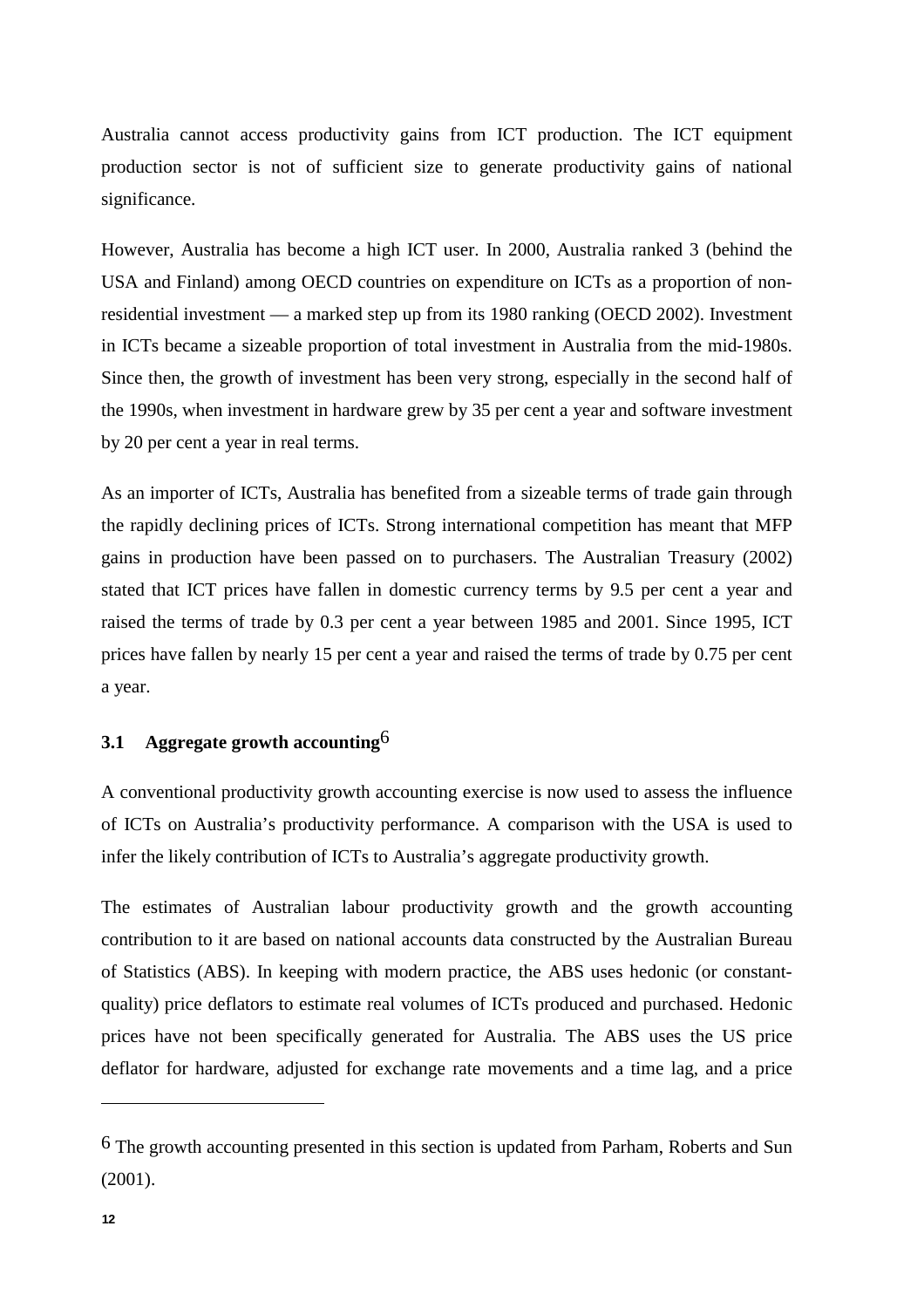Australia cannot access productivity gains from ICT production. The ICT equipment production sector is not of sufficient size to generate productivity gains of national significance.

However, Australia has become a high ICT user. In 2000, Australia ranked 3 (behind the USA and Finland) among OECD countries on expenditure on ICTs as a proportion of non-residential investment — a marked step up from its 1980 ranking (OECD 2002). Investment in ICTs became a sizeable proportion of total investment in Australia from the mid-1980s. Since then, the growth of investment has been very strong, especially in the second half of the 1990s, when investment in hardware grew by 35 per cent a year and software investment by 20 per cent a year in real terms.

As an importer of ICTs, Australia has benefited from a sizeable terms of trade gain through the rapidly declining prices of ICTs. Strong international competition has meant that MFP gains in production have been passed on to purchasers. The Australian Treasury (2002) stated that ICT prices have fallen in domestic currency terms by 9.5 per cent a year and raised the terms of trade by 0.3 per cent a year between 1985 and 2001. Since 1995, ICT prices have fallen by nearly 15 per cent a year and raised the terms of trade by 0.75 per cent a year.

### 3.1 Aggregate growth accounting[6]

A conventional productivity growth accounting exercise is now used to assess the influence of ICTs on Australia's productivity performance. A comparison with the USA is used to infer the likely contribution of ICTs to Australia's aggregate productivity growth.

The estimates of Australian labour productivity growth and the growth accounting contribution to it are based on national accounts data constructed by the Australian Bureau of Statistics (ABS). In keeping with modern practice, the ABS uses hedonic (or constant-quality) price deflators to estimate real volumes of ICTs produced and purchased. Hedonic prices have not been specifically generated for Australia. The ABS uses the US price deflator for hardware, adjusted for exchange rate movements and a time lag, and a price

---

[6] The growth accounting presented in this section is updated from Parham, Roberts and Sun (2001).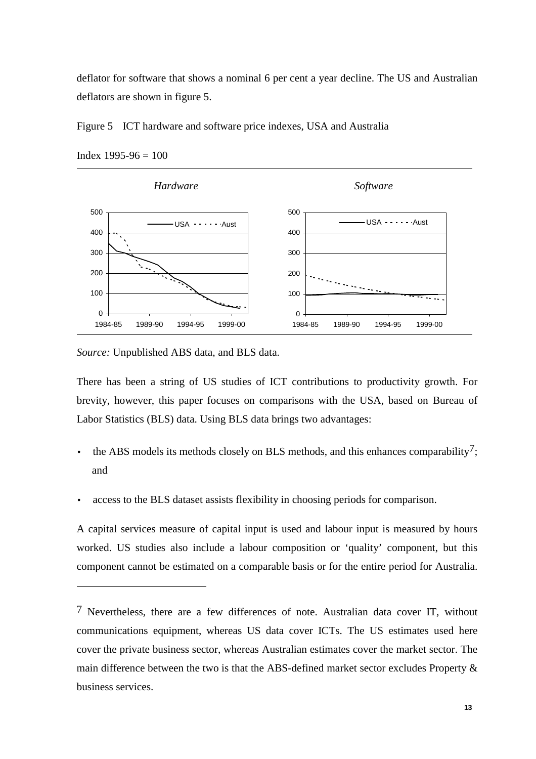deflator for software that shows a nominal 6 per cent a year decline. The US and Australian deflators are shown in figure 5.

Figure 5 ICT hardware and software price indexes, USA and Australia

Index 1995-96 = 100

*Source:* Unpublished ABS data, and BLS data.

There has been a string of US studies of ICT contributions to productivity growth. For brevity, however, this paper focuses on comparisons with the USA, based on Bureau of Labor Statistics (BLS) data. Using BLS data brings two advantages:

- the ABS models its methods closely on BLS methods, and this enhances comparability[7]; and
- access to the BLS dataset assists flexibility in choosing periods for comparison.

A capital services measure of capital input is used and labour input is measured by hours worked. US studies also include a labour composition or 'quality' component, but this component cannot be estimated on a comparable basis or for the entire period for Australia.

[7] Nevertheless, there are a few differences of note. Australian data cover IT, without communications equipment, whereas US data cover ICTs. The US estimates used here cover the private business sector, whereas Australian estimates cover the market sector. The main difference between the two is that the ABS-defined market sector excludes Property & business services.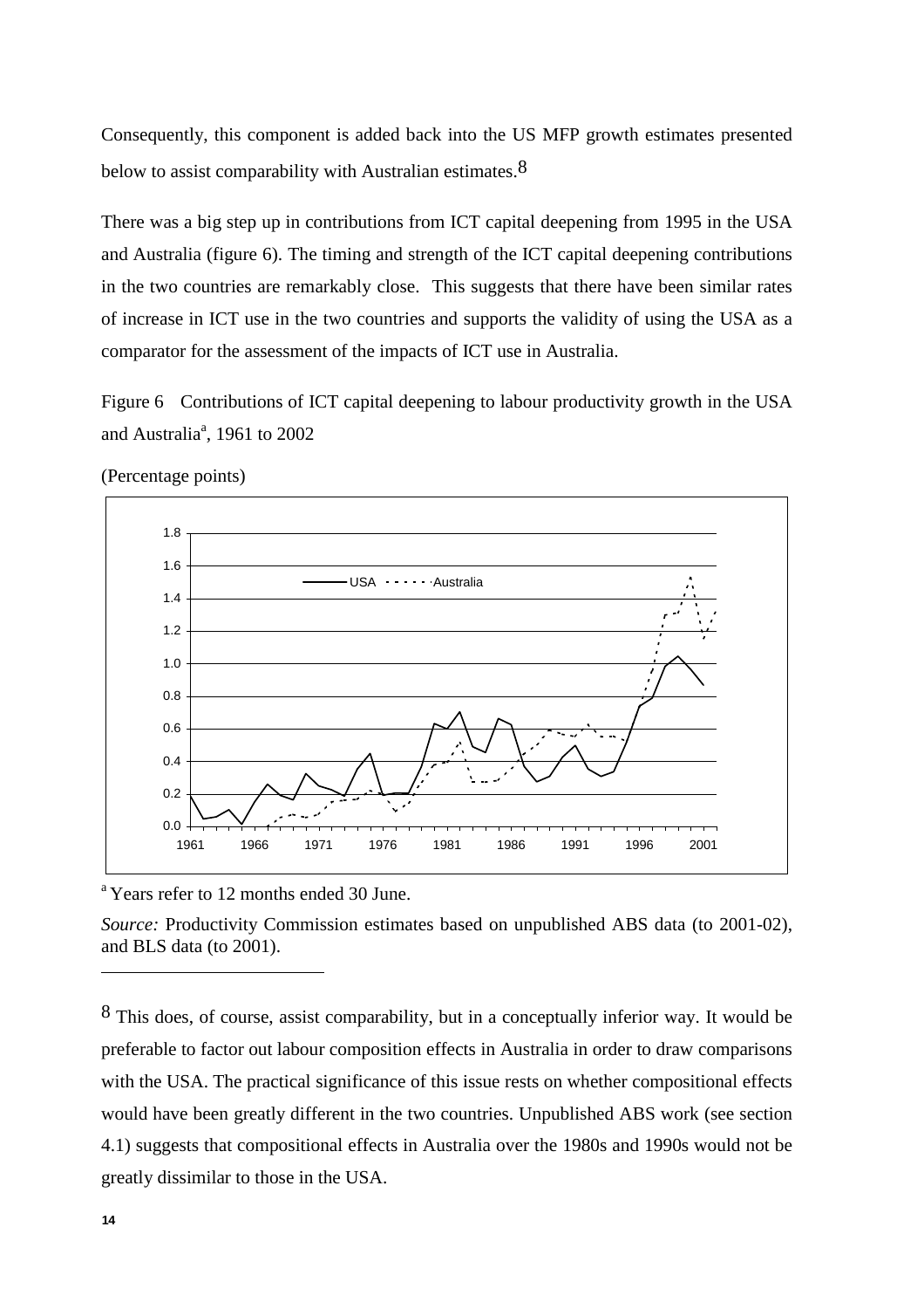Consequently, this component is added back into the US MFP growth estimates presented below to assist comparability with Australian estimates.[8]

There was a big step up in contributions from ICT capital deepening from 1995 in the USA and Australia (figure 6). The timing and strength of the ICT capital deepening contributions in the two countries are remarkably close. This suggests that there have been similar rates of increase in ICT use in the two countries and supports the validity of using the USA as a comparator for the assessment of the impacts of ICT use in Australia.

Figure 6 Contributions of ICT capital deepening to labour productivity growth in the USA and Australia[a], 1961 to 2002

(Percentage points)

[a] Years refer to 12 months ended 30 June.

*Source:* Productivity Commission estimates based on unpublished ABS data (to 2001-02), and BLS data (to 2001).

---

[8] This does, of course, assist comparability, but in a conceptually inferior way. It would be preferable to factor out labour composition effects in Australia in order to draw comparisons with the USA. The practical significance of this issue rests on whether compositional effects would have been greatly different in the two countries. Unpublished ABS work (see section 4.1) suggests that compositional effects in Australia over the 1980s and 1990s would not be greatly dissimilar to those in the USA.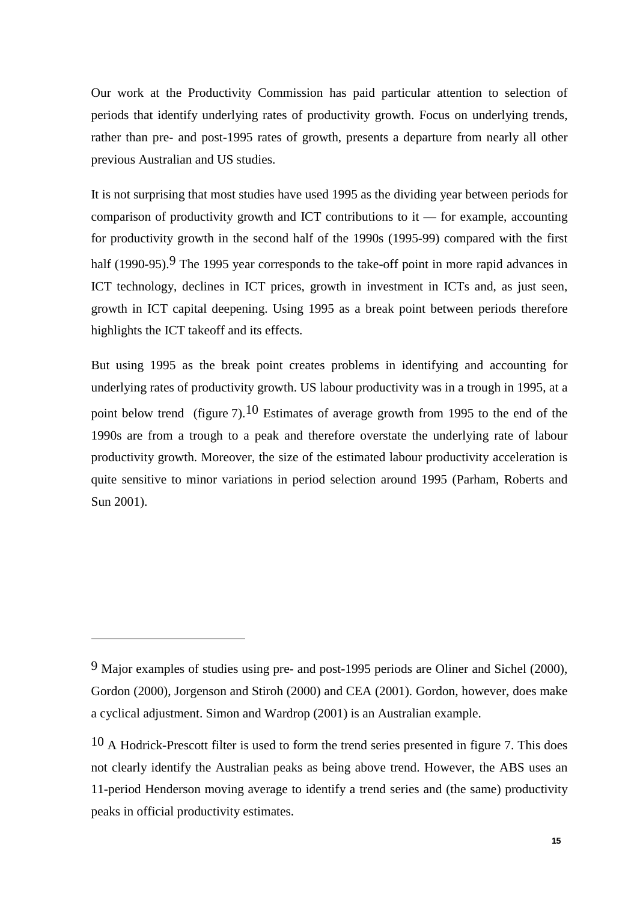Our work at the Productivity Commission has paid particular attention to selection of periods that identify underlying rates of productivity growth. Focus on underlying trends, rather than pre- and post-1995 rates of growth, presents a departure from nearly all other previous Australian and US studies.

It is not surprising that most studies have used 1995 as the dividing year between periods for comparison of productivity growth and ICT contributions to it — for example, accounting for productivity growth in the second half of the 1990s (1995-99) compared with the first half (1990-95).[9] The 1995 year corresponds to the take-off point in more rapid advances in ICT technology, declines in ICT prices, growth in investment in ICTs and, as just seen, growth in ICT capital deepening. Using 1995 as a break point between periods therefore highlights the ICT takeoff and its effects.

But using 1995 as the break point creates problems in identifying and accounting for underlying rates of productivity growth. US labour productivity was in a trough in 1995, at a point below trend (figure 7).[10] Estimates of average growth from 1995 to the end of the 1990s are from a trough to a peak and therefore overstate the underlying rate of labour productivity growth. Moreover, the size of the estimated labour productivity acceleration is quite sensitive to minor variations in period selection around 1995 (Parham, Roberts and Sun 2001).

---

[9] Major examples of studies using pre- and post-1995 periods are Oliner and Sichel (2000), Gordon (2000), Jorgenson and Stiroh (2000) and CEA (2001). Gordon, however, does make a cyclical adjustment. Simon and Wardrop (2001) is an Australian example.

[10] A Hodrick-Prescott filter is used to form the trend series presented in figure 7. This does not clearly identify the Australian peaks as being above trend. However, the ABS uses an 11-period Henderson moving average to identify a trend series and (the same) productivity peaks in official productivity estimates.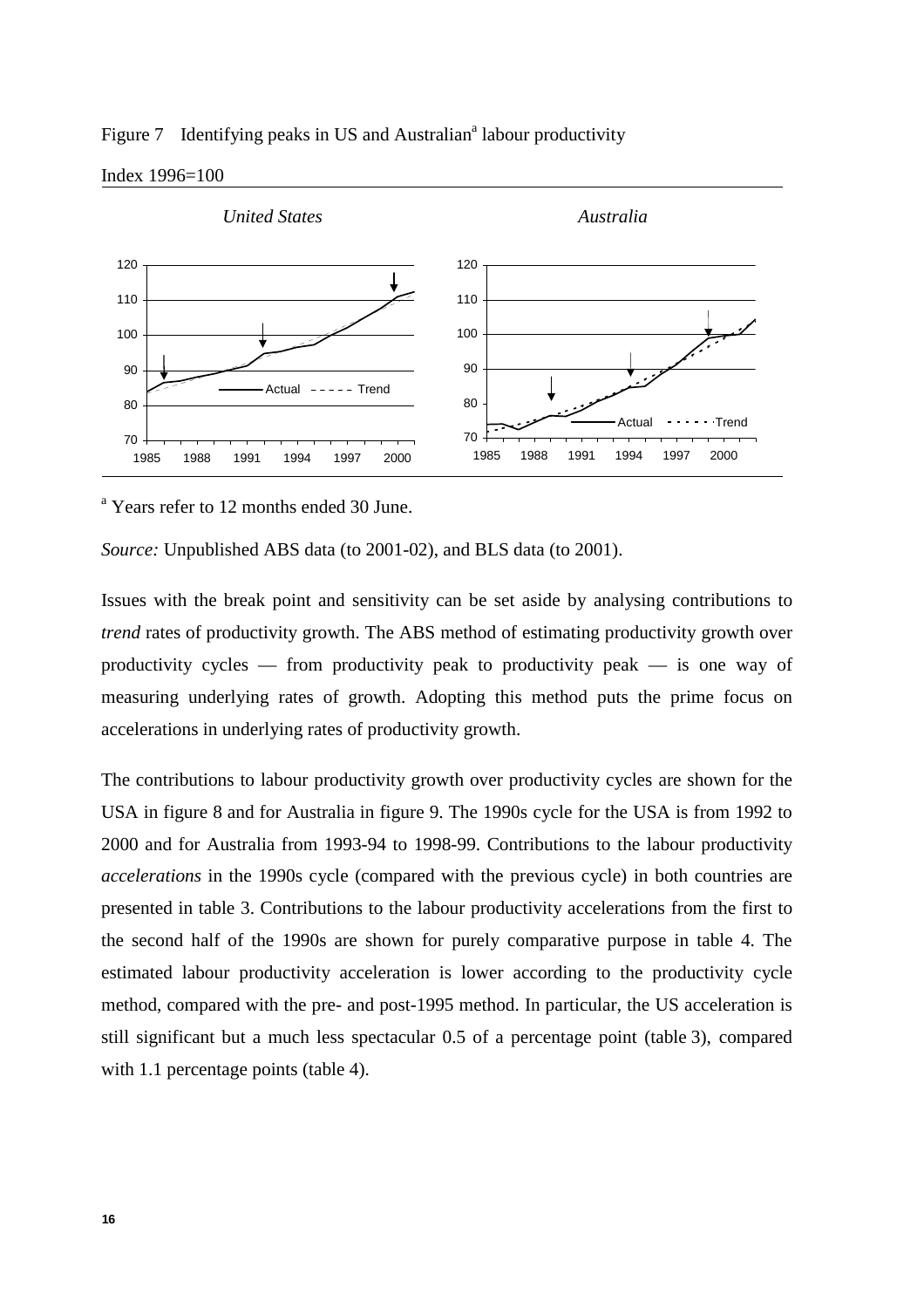Figure 7 Identifying peaks in US and Australian[a] labour productivity

Index 1996=100

[a] Years refer to 12 months ended 30 June.

*Source:* Unpublished ABS data (to 2001-02), and BLS data (to 2001).

Issues with the break point and sensitivity can be set aside by analysing contributions to *trend* rates of productivity growth. The ABS method of estimating productivity growth over productivity cycles — from productivity peak to productivity peak — is one way of measuring underlying rates of growth. Adopting this method puts the prime focus on accelerations in underlying rates of productivity growth.

The contributions to labour productivity growth over productivity cycles are shown for the USA in figure 8 and for Australia in figure 9. The 1990s cycle for the USA is from 1992 to 2000 and for Australia from 1993-94 to 1998-99. Contributions to the labour productivity *accelerations* in the 1990s cycle (compared with the previous cycle) in both countries are presented in table 3. Contributions to the labour productivity accelerations from the first to the second half of the 1990s are shown for purely comparative purpose in table 4. The estimated labour productivity acceleration is lower according to the productivity cycle method, compared with the pre- and post-1995 method. In particular, the US acceleration is still significant but a much less spectacular 0.5 of a percentage point (table 3), compared with 1.1 percentage points (table 4).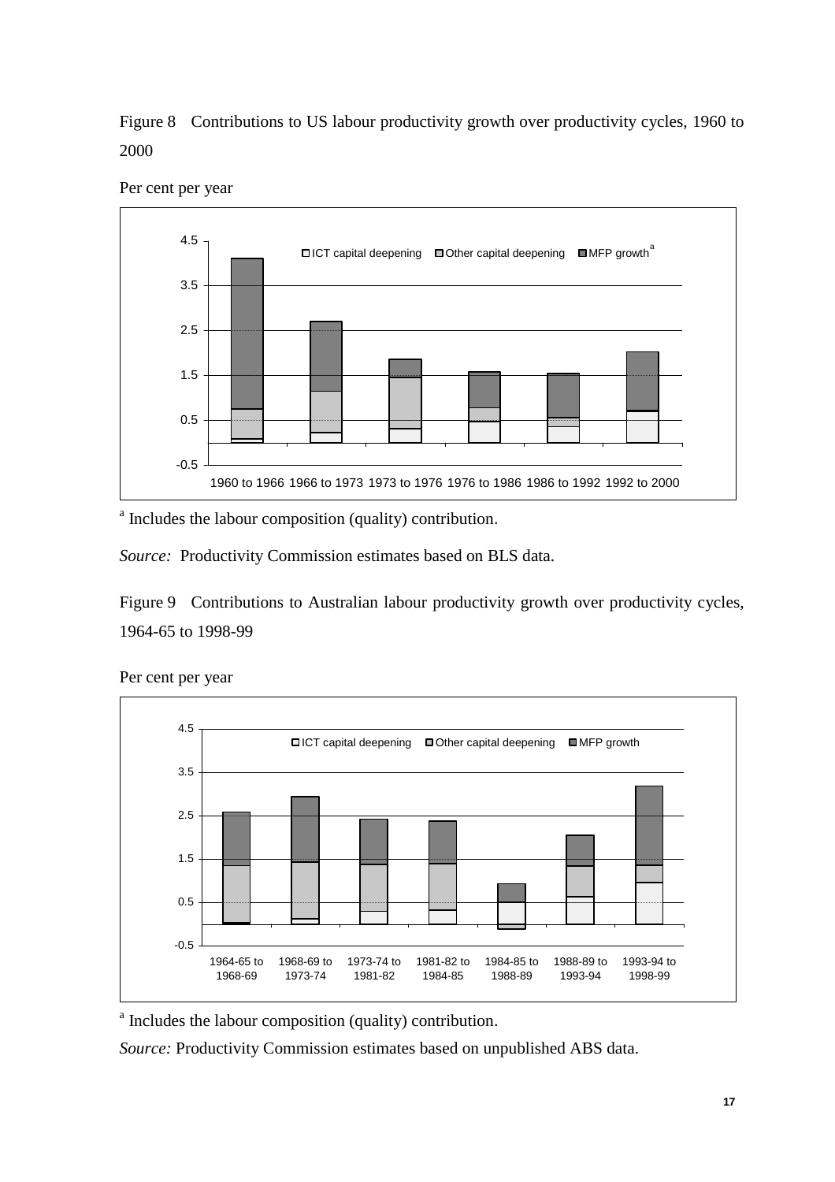Figure 8 Contributions to US labour productivity growth over productivity cycles, 1960 to 2000

Per cent per year

[a] Includes the labour composition (quality) contribution.

*Source:* Productivity Commission estimates based on BLS data.

Figure 9 Contributions to Australian labour productivity growth over productivity cycles, 1964-65 to 1998-99

Per cent per year

[a] Includes the labour composition (quality) contribution.

*Source:* Productivity Commission estimates based on unpublished ABS data.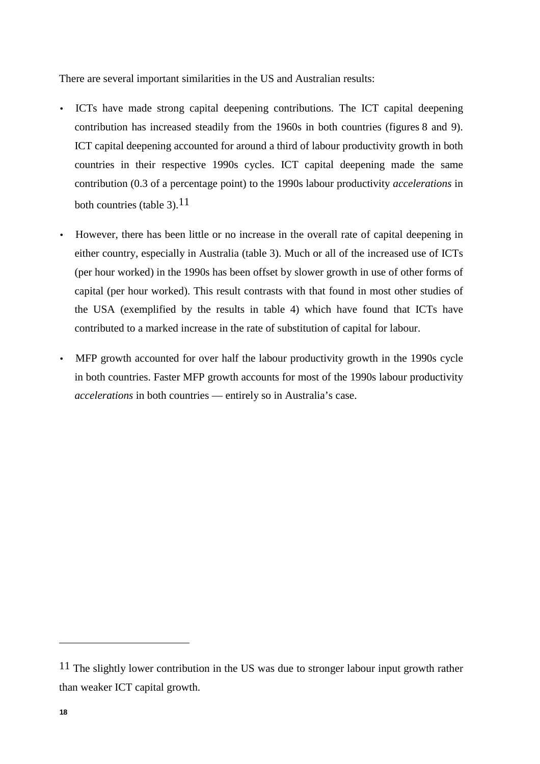There are several important similarities in the US and Australian results:

- ICTs have made strong capital deepening contributions. The ICT capital deepening contribution has increased steadily from the 1960s in both countries (figures 8 and 9). ICT capital deepening accounted for around a third of labour productivity growth in both countries in their respective 1990s cycles. ICT capital deepening made the same contribution (0.3 of a percentage point) to the 1990s labour productivity *accelerations* in both countries (table 3).[11]
- However, there has been little or no increase in the overall rate of capital deepening in either country, especially in Australia (table 3). Much or all of the increased use of ICTs (per hour worked) in the 1990s has been offset by slower growth in use of other forms of capital (per hour worked). This result contrasts with that found in most other studies of the USA (exemplified by the results in table 4) which have found that ICTs have contributed to a marked increase in the rate of substitution of capital for labour.
- MFP growth accounted for over half the labour productivity growth in the 1990s cycle in both countries. Faster MFP growth accounts for most of the 1990s labour productivity *accelerations* in both countries — entirely so in Australia's case.

---

[11] The slightly lower contribution in the US was due to stronger labour input growth rather than weaker ICT capital growth.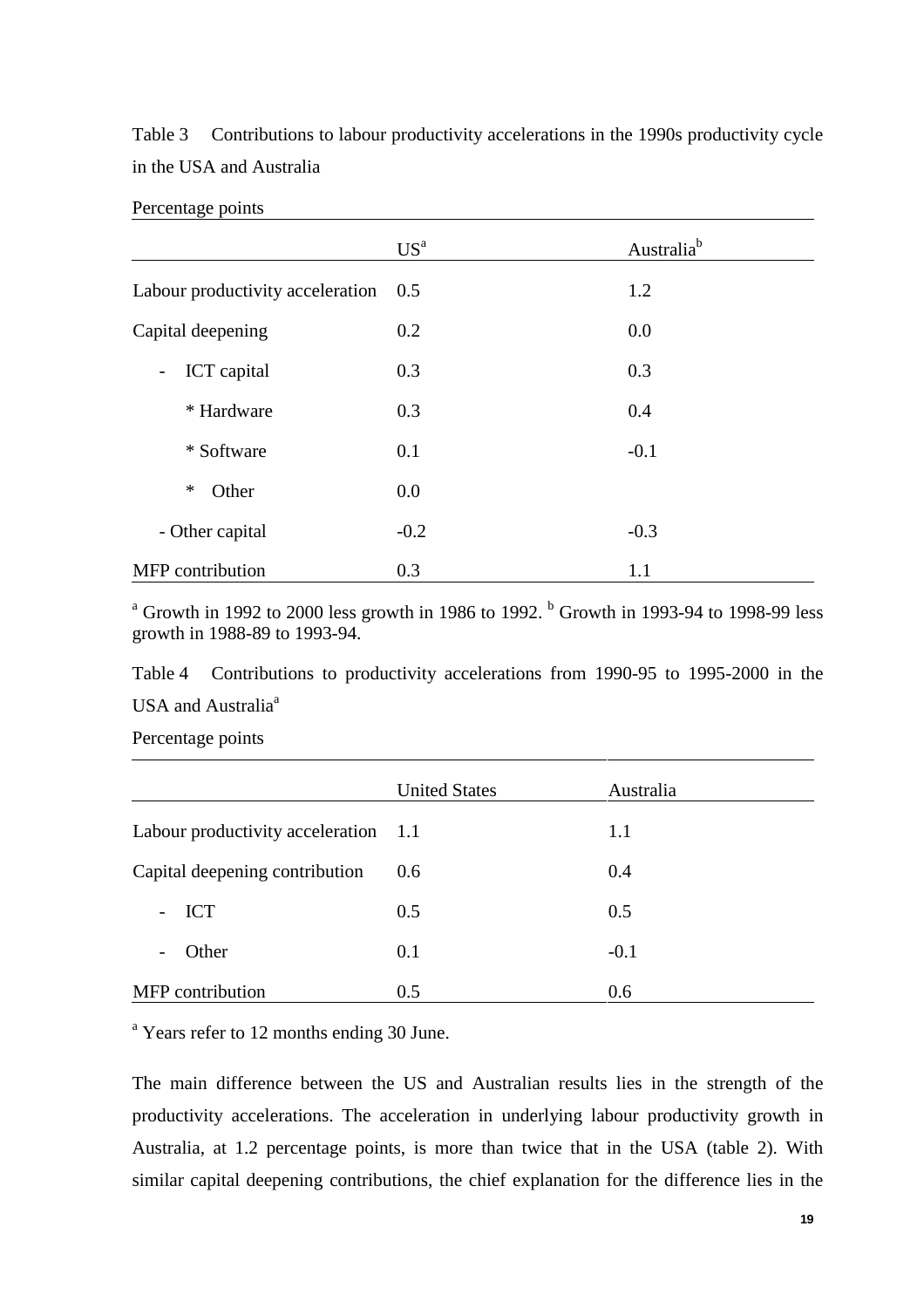Table 3 Contributions to labour productivity accelerations in the 1990s productivity cycle in the USA and Australia

Percentage points

| | US[a] | Australia[b] |
|---|---|---|
| Labour productivity acceleration | 0.5 | 1.2 |
| Capital deepening | 0.2 | 0.0 |
| - ICT capital | 0.3 | 0.3 |
| * Hardware | 0.3 | 0.4 |
| * Software | 0.1 | -0.1 |
| * Other | 0.0 | |
| - Other capital | -0.2 | -0.3 |
| MFP contribution | 0.3 | 1.1 |

[a] Growth in 1992 to 2000 less growth in 1986 to 1992. [b] Growth in 1993-94 to 1998-99 less growth in 1988-89 to 1993-94.

Table 4 Contributions to productivity accelerations from 1990-95 to 1995-2000 in the USA and Australia[a]

Percentage points

| | United States | Australia |
|---|---|---|
| Labour productivity acceleration | 1.1 | 1.1 |
| Capital deepening contribution | 0.6 | 0.4 |
| - ICT | 0.5 | 0.5 |
| - Other | 0.1 | -0.1 |
| MFP contribution | 0.5 | 0.6 |

[a] Years refer to 12 months ending 30 June.

The main difference between the US and Australian results lies in the strength of the productivity accelerations. The acceleration in underlying labour productivity growth in Australia, at 1.2 percentage points, is more than twice that in the USA (table 2). With similar capital deepening contributions, the chief explanation for the difference lies in the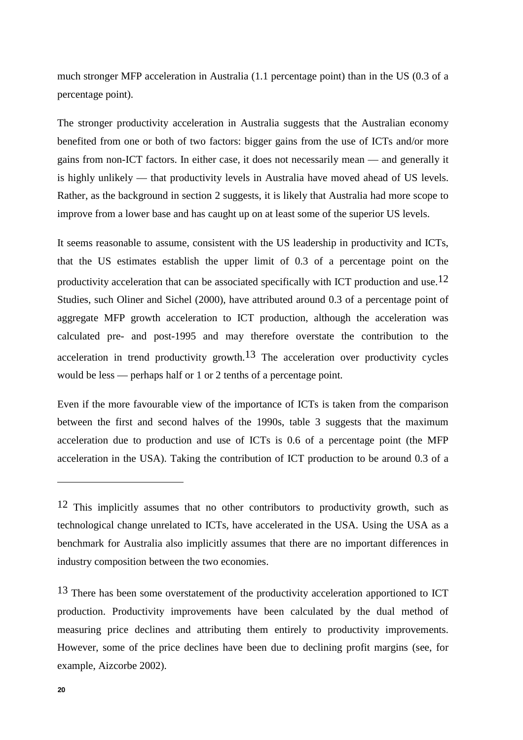much stronger MFP acceleration in Australia (1.1 percentage point) than in the US (0.3 of a percentage point).

The stronger productivity acceleration in Australia suggests that the Australian economy benefited from one or both of two factors: bigger gains from the use of ICTs and/or more gains from non-ICT factors. In either case, it does not necessarily mean — and generally it is highly unlikely — that productivity levels in Australia have moved ahead of US levels. Rather, as the background in section 2 suggests, it is likely that Australia had more scope to improve from a lower base and has caught up on at least some of the superior US levels.

It seems reasonable to assume, consistent with the US leadership in productivity and ICTs, that the US estimates establish the upper limit of 0.3 of a percentage point on the productivity acceleration that can be associated specifically with ICT production and use.[12] Studies, such Oliner and Sichel (2000), have attributed around 0.3 of a percentage point of aggregate MFP growth acceleration to ICT production, although the acceleration was calculated pre- and post-1995 and may therefore overstate the contribution to the acceleration in trend productivity growth.[13] The acceleration over productivity cycles would be less — perhaps half or 1 or 2 tenths of a percentage point.

Even if the more favourable view of the importance of ICTs is taken from the comparison between the first and second halves of the 1990s, table 3 suggests that the maximum acceleration due to production and use of ICTs is 0.6 of a percentage point (the MFP acceleration in the USA). Taking the contribution of ICT production to be around 0.3 of a

---

[12] This implicitly assumes that no other contributors to productivity growth, such as technological change unrelated to ICTs, have accelerated in the USA. Using the USA as a benchmark for Australia also implicitly assumes that there are no important differences in industry composition between the two economies.

[13] There has been some overstatement of the productivity acceleration apportioned to ICT production. Productivity improvements have been calculated by the dual method of measuring price declines and attributing them entirely to productivity improvements. However, some of the price declines have been due to declining profit margins (see, for example, Aizcorbe 2002).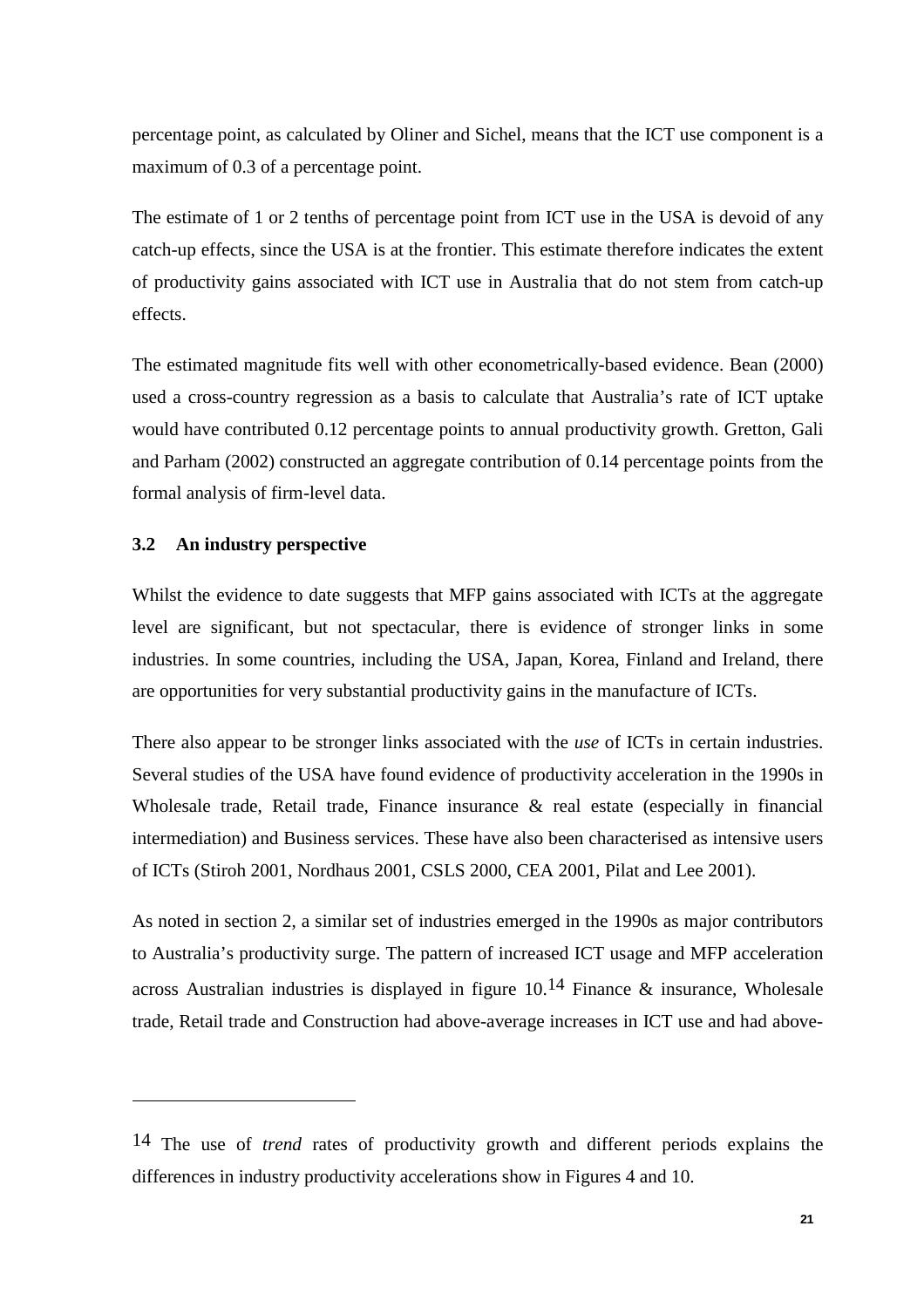percentage point, as calculated by Oliner and Sichel, means that the ICT use component is a maximum of 0.3 of a percentage point.

The estimate of 1 or 2 tenths of percentage point from ICT use in the USA is devoid of any catch-up effects, since the USA is at the frontier. This estimate therefore indicates the extent of productivity gains associated with ICT use in Australia that do not stem from catch-up effects.

The estimated magnitude fits well with other econometrically-based evidence. Bean (2000) used a cross-country regression as a basis to calculate that Australia's rate of ICT uptake would have contributed 0.12 percentage points to annual productivity growth. Gretton, Gali and Parham (2002) constructed an aggregate contribution of 0.14 percentage points from the formal analysis of firm-level data.

### 3.2 An industry perspective

Whilst the evidence to date suggests that MFP gains associated with ICTs at the aggregate level are significant, but not spectacular, there is evidence of stronger links in some industries. In some countries, including the USA, Japan, Korea, Finland and Ireland, there are opportunities for very substantial productivity gains in the manufacture of ICTs.

There also appear to be stronger links associated with the *use* of ICTs in certain industries. Several studies of the USA have found evidence of productivity acceleration in the 1990s in Wholesale trade, Retail trade, Finance insurance & real estate (especially in financial intermediation) and Business services. These have also been characterised as intensive users of ICTs (Stiroh 2001, Nordhaus 2001, CSLS 2000, CEA 2001, Pilat and Lee 2001).

As noted in section 2, a similar set of industries emerged in the 1990s as major contributors to Australia's productivity surge. The pattern of increased ICT usage and MFP acceleration across Australian industries is displayed in figure 10.[14] Finance & insurance, Wholesale trade, Retail trade and Construction had above-average increases in ICT use and had above-

---

[14] The use of *trend* rates of productivity growth and different periods explains the differences in industry productivity accelerations show in Figures 4 and 10.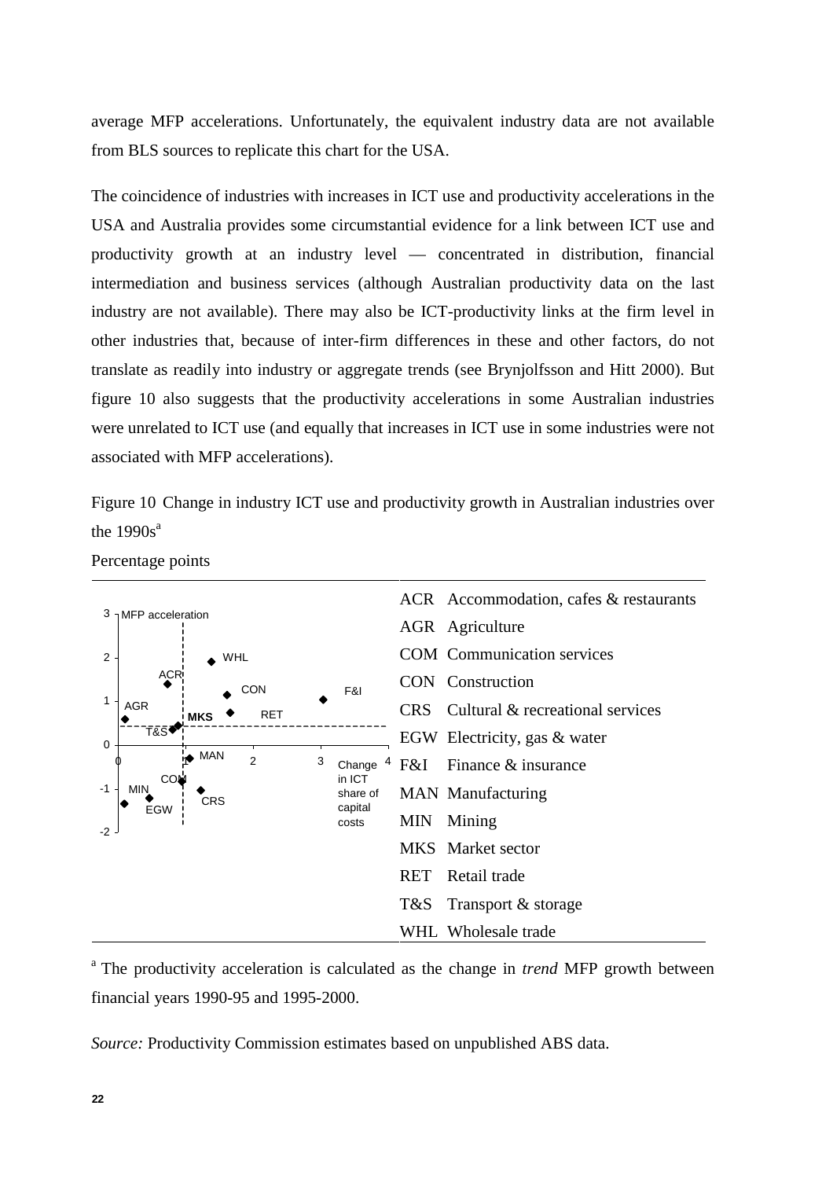average MFP accelerations. Unfortunately, the equivalent industry data are not available from BLS sources to replicate this chart for the USA.

The coincidence of industries with increases in ICT use and productivity accelerations in the USA and Australia provides some circumstantial evidence for a link between ICT use and productivity growth at an industry level — concentrated in distribution, financial intermediation and business services (although Australian productivity data on the last industry are not available). There may also be ICT-productivity links at the firm level in other industries that, because of inter-firm differences in these and other factors, do not translate as readily into industry or aggregate trends (see Brynjolfsson and Hitt 2000). But figure 10 also suggests that the productivity accelerations in some Australian industries were unrelated to ICT use (and equally that increases in ICT use in some industries were not associated with MFP accelerations).

Figure 10 Change in industry ICT use and productivity growth in Australian industries over the 1990s[a]

Percentage points

| | |
|---|---|
| ACR | Accommodation, cafes & restaurants |
| AGR | Agriculture |
| COM | Communication services |
| CON | Construction |
| CRS | Cultural & recreational services |
| EGW | Electricity, gas & water |
| F&I | Finance & insurance |
| MAN | Manufacturing |
| MIN | Mining |
| MKS | Market sector |
| RET | Retail trade |
| T&S | Transport & storage |
| WHL | Wholesale trade |

[a] The productivity acceleration is calculated as the change in *trend* MFP growth between financial years 1990-95 and 1995-2000.

*Source:* Productivity Commission estimates based on unpublished ABS data.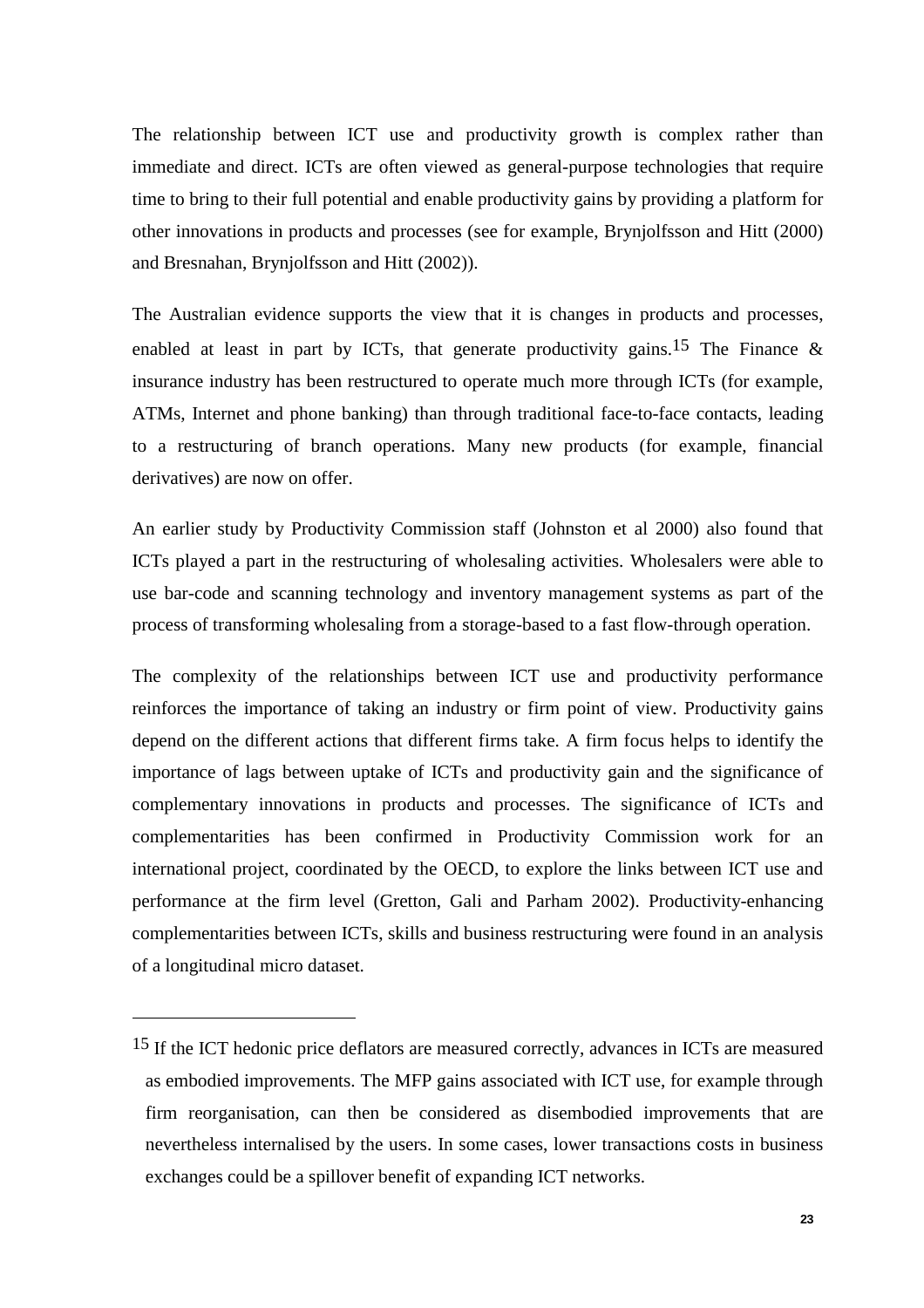The relationship between ICT use and productivity growth is complex rather than immediate and direct. ICTs are often viewed as general-purpose technologies that require time to bring to their full potential and enable productivity gains by providing a platform for other innovations in products and processes (see for example, Brynjolfsson and Hitt (2000) and Bresnahan, Brynjolfsson and Hitt (2002)).

The Australian evidence supports the view that it is changes in products and processes, enabled at least in part by ICTs, that generate productivity gains.[15] The Finance & insurance industry has been restructured to operate much more through ICTs (for example, ATMs, Internet and phone banking) than through traditional face-to-face contacts, leading to a restructuring of branch operations. Many new products (for example, financial derivatives) are now on offer.

An earlier study by Productivity Commission staff (Johnston et al 2000) also found that ICTs played a part in the restructuring of wholesaling activities. Wholesalers were able to use bar-code and scanning technology and inventory management systems as part of the process of transforming wholesaling from a storage-based to a fast flow-through operation.

The complexity of the relationships between ICT use and productivity performance reinforces the importance of taking an industry or firm point of view. Productivity gains depend on the different actions that different firms take. A firm focus helps to identify the importance of lags between uptake of ICTs and productivity gain and the significance of complementary innovations in products and processes. The significance of ICTs and complementarities has been confirmed in Productivity Commission work for an international project, coordinated by the OECD, to explore the links between ICT use and performance at the firm level (Gretton, Gali and Parham 2002). Productivity-enhancing complementarities between ICTs, skills and business restructuring were found in an analysis of a longitudinal micro dataset.

---

[15] If the ICT hedonic price deflators are measured correctly, advances in ICTs are measured as embodied improvements. The MFP gains associated with ICT use, for example through firm reorganisation, can then be considered as disembodied improvements that are nevertheless internalised by the users. In some cases, lower transactions costs in business exchanges could be a spillover benefit of expanding ICT networks.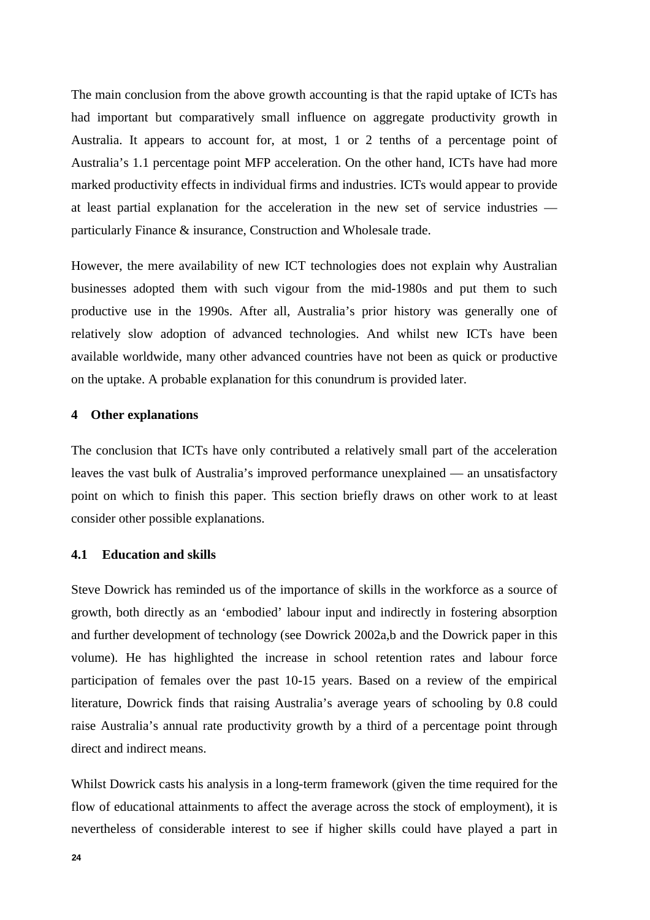The main conclusion from the above growth accounting is that the rapid uptake of ICTs has had important but comparatively small influence on aggregate productivity growth in Australia. It appears to account for, at most, 1 or 2 tenths of a percentage point of Australia's 1.1 percentage point MFP acceleration. On the other hand, ICTs have had more marked productivity effects in individual firms and industries. ICTs would appear to provide at least partial explanation for the acceleration in the new set of service industries — particularly Finance & insurance, Construction and Wholesale trade.

However, the mere availability of new ICT technologies does not explain why Australian businesses adopted them with such vigour from the mid-1980s and put them to such productive use in the 1990s. After all, Australia's prior history was generally one of relatively slow adoption of advanced technologies. And whilst new ICTs have been available worldwide, many other advanced countries have not been as quick or productive on the uptake. A probable explanation for this conundrum is provided later.

## 4 Other explanations

The conclusion that ICTs have only contributed a relatively small part of the acceleration leaves the vast bulk of Australia's improved performance unexplained — an unsatisfactory point on which to finish this paper. This section briefly draws on other work to at least consider other possible explanations.

### 4.1 Education and skills

Steve Dowrick has reminded us of the importance of skills in the workforce as a source of growth, both directly as an 'embodied' labour input and indirectly in fostering absorption and further development of technology (see Dowrick 2002a,b and the Dowrick paper in this volume). He has highlighted the increase in school retention rates and labour force participation of females over the past 10-15 years. Based on a review of the empirical literature, Dowrick finds that raising Australia's average years of schooling by 0.8 could raise Australia's annual rate productivity growth by a third of a percentage point through direct and indirect means.

Whilst Dowrick casts his analysis in a long-term framework (given the time required for the flow of educational attainments to affect the average across the stock of employment), it is nevertheless of considerable interest to see if higher skills could have played a part in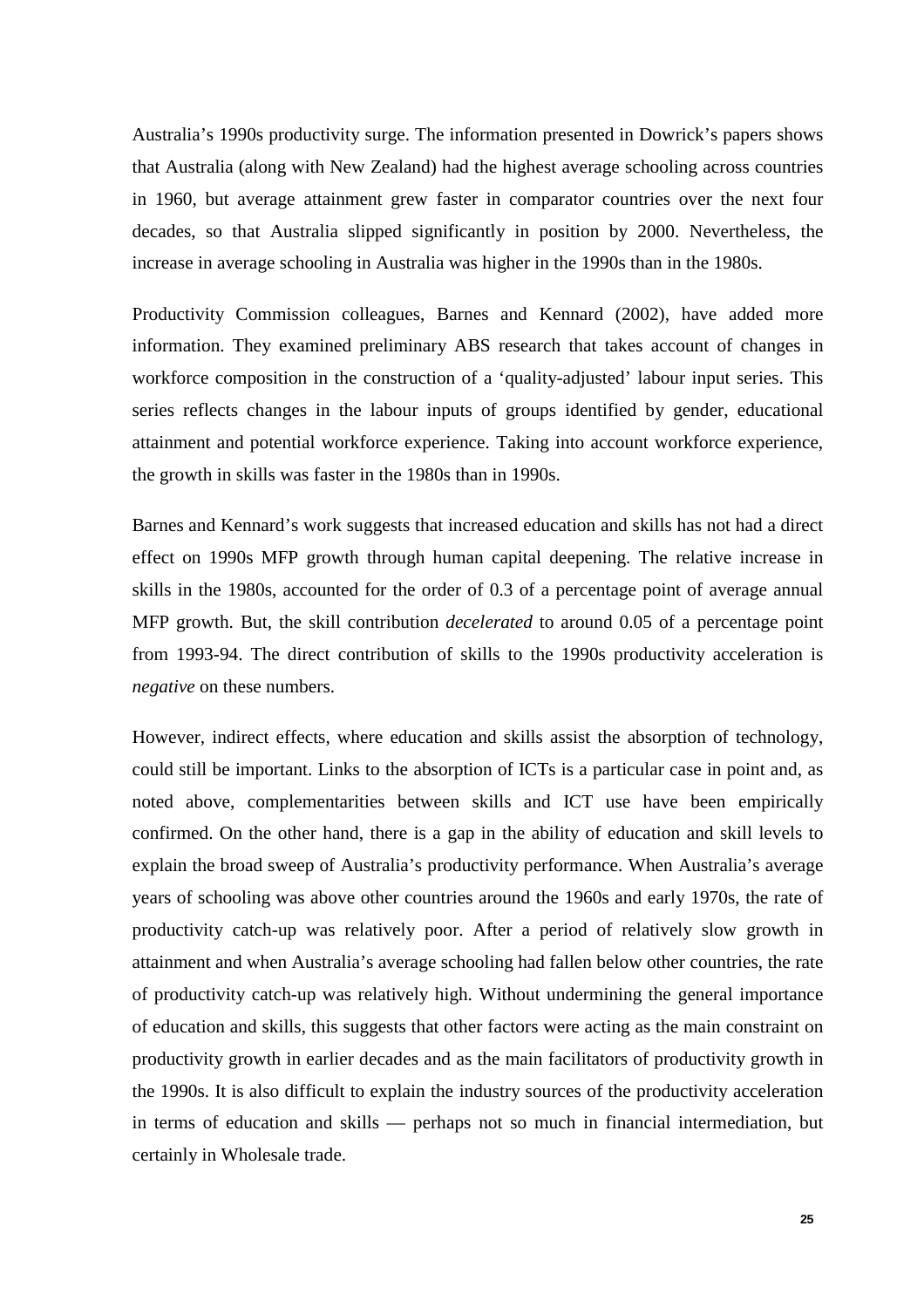Australia's 1990s productivity surge. The information presented in Dowrick's papers shows that Australia (along with New Zealand) had the highest average schooling across countries in 1960, but average attainment grew faster in comparator countries over the next four decades, so that Australia slipped significantly in position by 2000. Nevertheless, the increase in average schooling in Australia was higher in the 1990s than in the 1980s.

Productivity Commission colleagues, Barnes and Kennard (2002), have added more information. They examined preliminary ABS research that takes account of changes in workforce composition in the construction of a 'quality-adjusted' labour input series. This series reflects changes in the labour inputs of groups identified by gender, educational attainment and potential workforce experience. Taking into account workforce experience, the growth in skills was faster in the 1980s than in 1990s.

Barnes and Kennard's work suggests that increased education and skills has not had a direct effect on 1990s MFP growth through human capital deepening. The relative increase in skills in the 1980s, accounted for the order of 0.3 of a percentage point of average annual MFP growth. But, the skill contribution *decelerated* to around 0.05 of a percentage point from 1993-94. The direct contribution of skills to the 1990s productivity acceleration is *negative* on these numbers.

However, indirect effects, where education and skills assist the absorption of technology, could still be important. Links to the absorption of ICTs is a particular case in point and, as noted above, complementarities between skills and ICT use have been empirically confirmed. On the other hand, there is a gap in the ability of education and skill levels to explain the broad sweep of Australia's productivity performance. When Australia's average years of schooling was above other countries around the 1960s and early 1970s, the rate of productivity catch-up was relatively poor. After a period of relatively slow growth in attainment and when Australia's average schooling had fallen below other countries, the rate of productivity catch-up was relatively high. Without undermining the general importance of education and skills, this suggests that other factors were acting as the main constraint on productivity growth in earlier decades and as the main facilitators of productivity growth in the 1990s. It is also difficult to explain the industry sources of the productivity acceleration in terms of education and skills — perhaps not so much in financial intermediation, but certainly in Wholesale trade.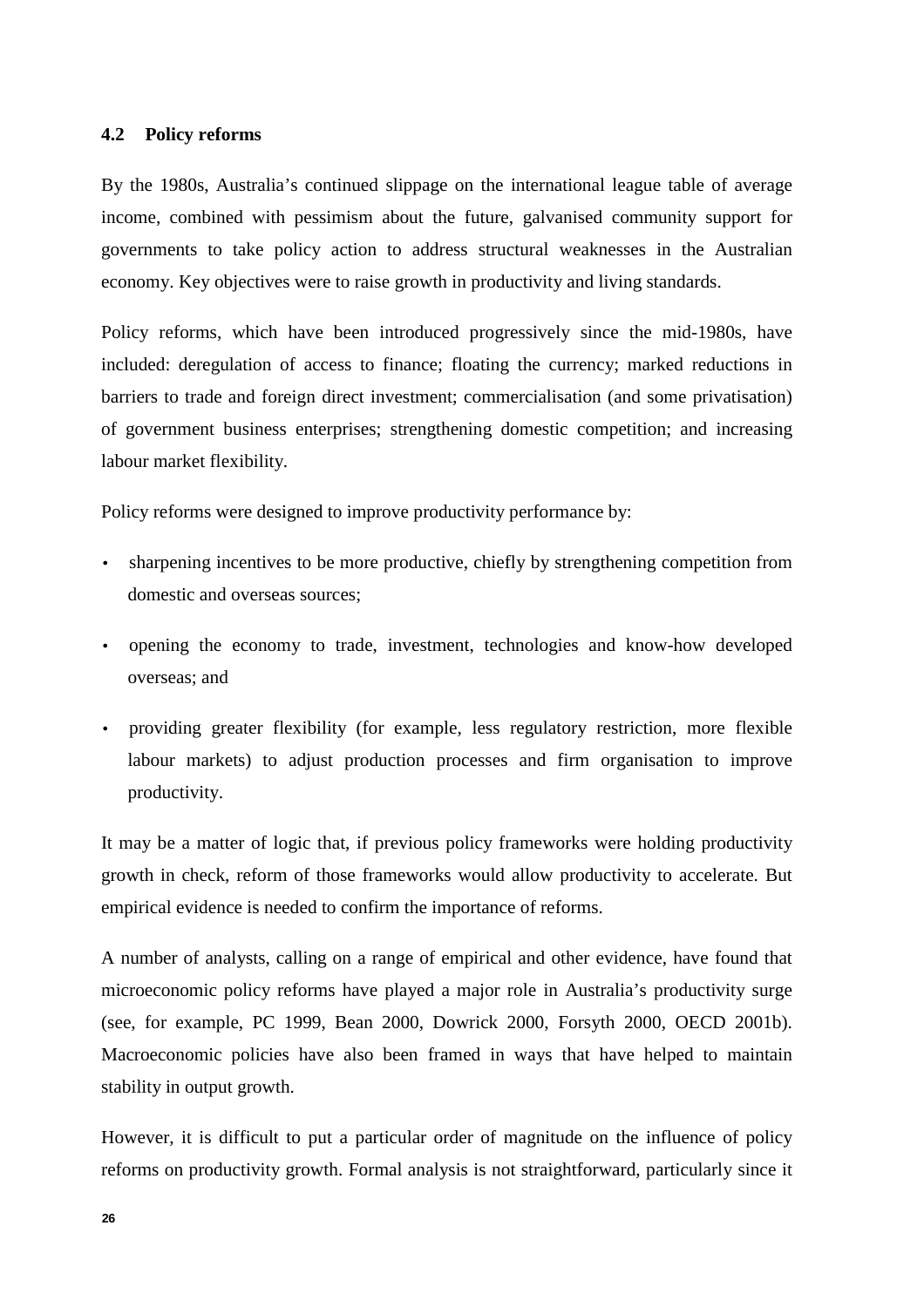### 4.2 Policy reforms

By the 1980s, Australia's continued slippage on the international league table of average income, combined with pessimism about the future, galvanised community support for governments to take policy action to address structural weaknesses in the Australian economy. Key objectives were to raise growth in productivity and living standards.

Policy reforms, which have been introduced progressively since the mid-1980s, have included: deregulation of access to finance; floating the currency; marked reductions in barriers to trade and foreign direct investment; commercialisation (and some privatisation) of government business enterprises; strengthening domestic competition; and increasing labour market flexibility.

Policy reforms were designed to improve productivity performance by:

- sharpening incentives to be more productive, chiefly by strengthening competition from domestic and overseas sources;
- opening the economy to trade, investment, technologies and know-how developed overseas; and
- providing greater flexibility (for example, less regulatory restriction, more flexible labour markets) to adjust production processes and firm organisation to improve productivity.

It may be a matter of logic that, if previous policy frameworks were holding productivity growth in check, reform of those frameworks would allow productivity to accelerate. But empirical evidence is needed to confirm the importance of reforms.

A number of analysts, calling on a range of empirical and other evidence, have found that microeconomic policy reforms have played a major role in Australia's productivity surge (see, for example, PC 1999, Bean 2000, Dowrick 2000, Forsyth 2000, OECD 2001b). Macroeconomic policies have also been framed in ways that have helped to maintain stability in output growth.

However, it is difficult to put a particular order of magnitude on the influence of policy reforms on productivity growth. Formal analysis is not straightforward, particularly since it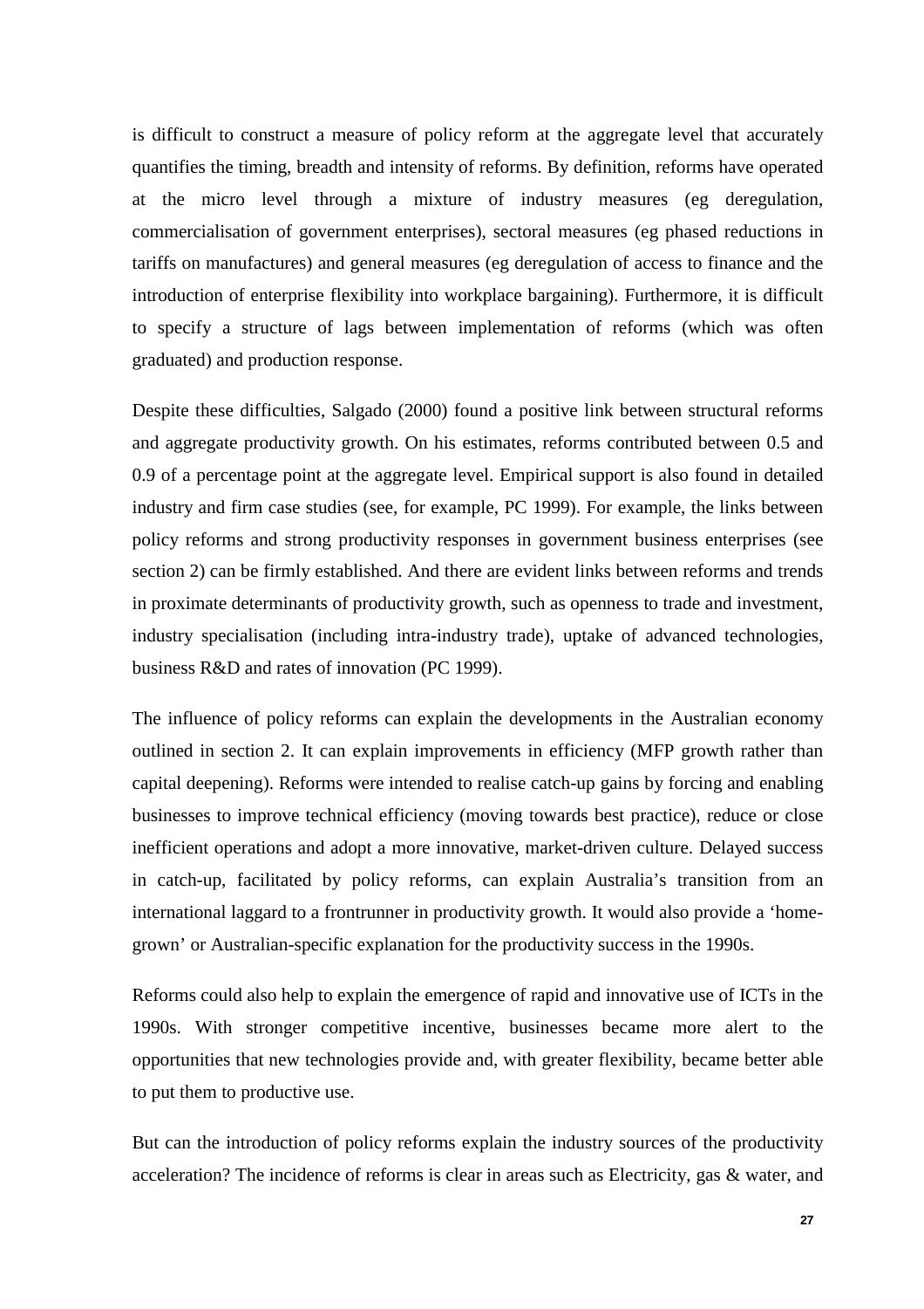is difficult to construct a measure of policy reform at the aggregate level that accurately quantifies the timing, breadth and intensity of reforms. By definition, reforms have operated at the micro level through a mixture of industry measures (eg deregulation, commercialisation of government enterprises), sectoral measures (eg phased reductions in tariffs on manufactures) and general measures (eg deregulation of access to finance and the introduction of enterprise flexibility into workplace bargaining). Furthermore, it is difficult to specify a structure of lags between implementation of reforms (which was often graduated) and production response.

Despite these difficulties, Salgado (2000) found a positive link between structural reforms and aggregate productivity growth. On his estimates, reforms contributed between 0.5 and 0.9 of a percentage point at the aggregate level. Empirical support is also found in detailed industry and firm case studies (see, for example, PC 1999). For example, the links between policy reforms and strong productivity responses in government business enterprises (see section 2) can be firmly established. And there are evident links between reforms and trends in proximate determinants of productivity growth, such as openness to trade and investment, industry specialisation (including intra-industry trade), uptake of advanced technologies, business R&D and rates of innovation (PC 1999).

The influence of policy reforms can explain the developments in the Australian economy outlined in section 2. It can explain improvements in efficiency (MFP growth rather than capital deepening). Reforms were intended to realise catch-up gains by forcing and enabling businesses to improve technical efficiency (moving towards best practice), reduce or close inefficient operations and adopt a more innovative, market-driven culture. Delayed success in catch-up, facilitated by policy reforms, can explain Australia's transition from an international laggard to a frontrunner in productivity growth. It would also provide a 'home-grown' or Australian-specific explanation for the productivity success in the 1990s.

Reforms could also help to explain the emergence of rapid and innovative use of ICTs in the 1990s. With stronger competitive incentive, businesses became more alert to the opportunities that new technologies provide and, with greater flexibility, became better able to put them to productive use.

But can the introduction of policy reforms explain the industry sources of the productivity acceleration? The incidence of reforms is clear in areas such as Electricity, gas & water, and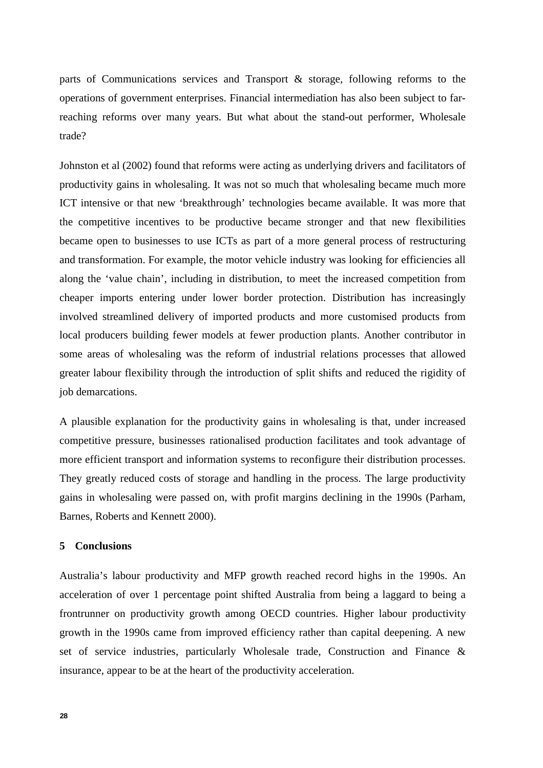parts of Communications services and Transport & storage, following reforms to the operations of government enterprises. Financial intermediation has also been subject to far-reaching reforms over many years. But what about the stand-out performer, Wholesale trade?

Johnston et al (2002) found that reforms were acting as underlying drivers and facilitators of productivity gains in wholesaling. It was not so much that wholesaling became much more ICT intensive or that new 'breakthrough' technologies became available. It was more that the competitive incentives to be productive became stronger and that new flexibilities became open to businesses to use ICTs as part of a more general process of restructuring and transformation. For example, the motor vehicle industry was looking for efficiencies all along the 'value chain', including in distribution, to meet the increased competition from cheaper imports entering under lower border protection. Distribution has increasingly involved streamlined delivery of imported products and more customised products from local producers building fewer models at fewer production plants. Another contributor in some areas of wholesaling was the reform of industrial relations processes that allowed greater labour flexibility through the introduction of split shifts and reduced the rigidity of job demarcations.

A plausible explanation for the productivity gains in wholesaling is that, under increased competitive pressure, businesses rationalised production facilitates and took advantage of more efficient transport and information systems to reconfigure their distribution processes. They greatly reduced costs of storage and handling in the process. The large productivity gains in wholesaling were passed on, with profit margins declining in the 1990s (Parham, Barnes, Roberts and Kennett 2000).

## 5 Conclusions

Australia's labour productivity and MFP growth reached record highs in the 1990s. An acceleration of over 1 percentage point shifted Australia from being a laggard to being a frontrunner on productivity growth among OECD countries. Higher labour productivity growth in the 1990s came from improved efficiency rather than capital deepening. A new set of service industries, particularly Wholesale trade, Construction and Finance & insurance, appear to be at the heart of the productivity acceleration.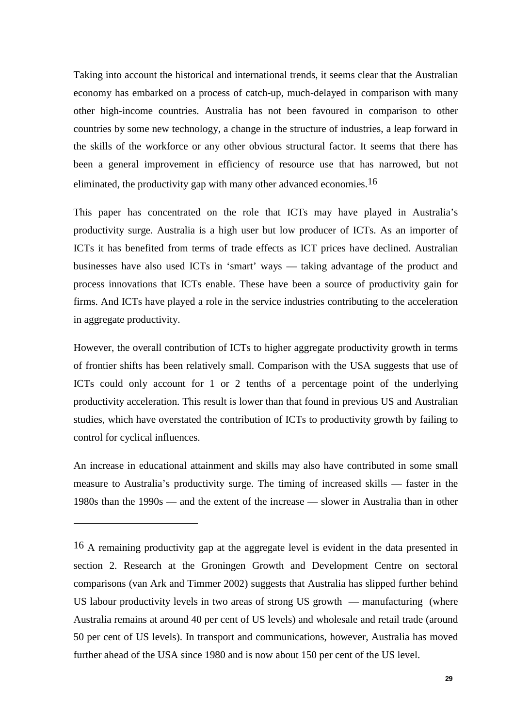Taking into account the historical and international trends, it seems clear that the Australian economy has embarked on a process of catch-up, much-delayed in comparison with many other high-income countries. Australia has not been favoured in comparison to other countries by some new technology, a change in the structure of industries, a leap forward in the skills of the workforce or any other obvious structural factor. It seems that there has been a general improvement in efficiency of resource use that has narrowed, but not eliminated, the productivity gap with many other advanced economies.[16]

This paper has concentrated on the role that ICTs may have played in Australia's productivity surge. Australia is a high user but low producer of ICTs. As an importer of ICTs it has benefited from terms of trade effects as ICT prices have declined. Australian businesses have also used ICTs in 'smart' ways — taking advantage of the product and process innovations that ICTs enable. These have been a source of productivity gain for firms. And ICTs have played a role in the service industries contributing to the acceleration in aggregate productivity.

However, the overall contribution of ICTs to higher aggregate productivity growth in terms of frontier shifts has been relatively small. Comparison with the USA suggests that use of ICTs could only account for 1 or 2 tenths of a percentage point of the underlying productivity acceleration. This result is lower than that found in previous US and Australian studies, which have overstated the contribution of ICTs to productivity growth by failing to control for cyclical influences.

An increase in educational attainment and skills may also have contributed in some small measure to Australia's productivity surge. The timing of increased skills — faster in the 1980s than the 1990s — and the extent of the increase — slower in Australia than in other

---

[16] A remaining productivity gap at the aggregate level is evident in the data presented in section 2. Research at the Groningen Growth and Development Centre on sectoral comparisons (van Ark and Timmer 2002) suggests that Australia has slipped further behind US labour productivity levels in two areas of strong US growth — manufacturing (where Australia remains at around 40 per cent of US levels) and wholesale and retail trade (around 50 per cent of US levels). In transport and communications, however, Australia has moved further ahead of the USA since 1980 and is now about 150 per cent of the US level.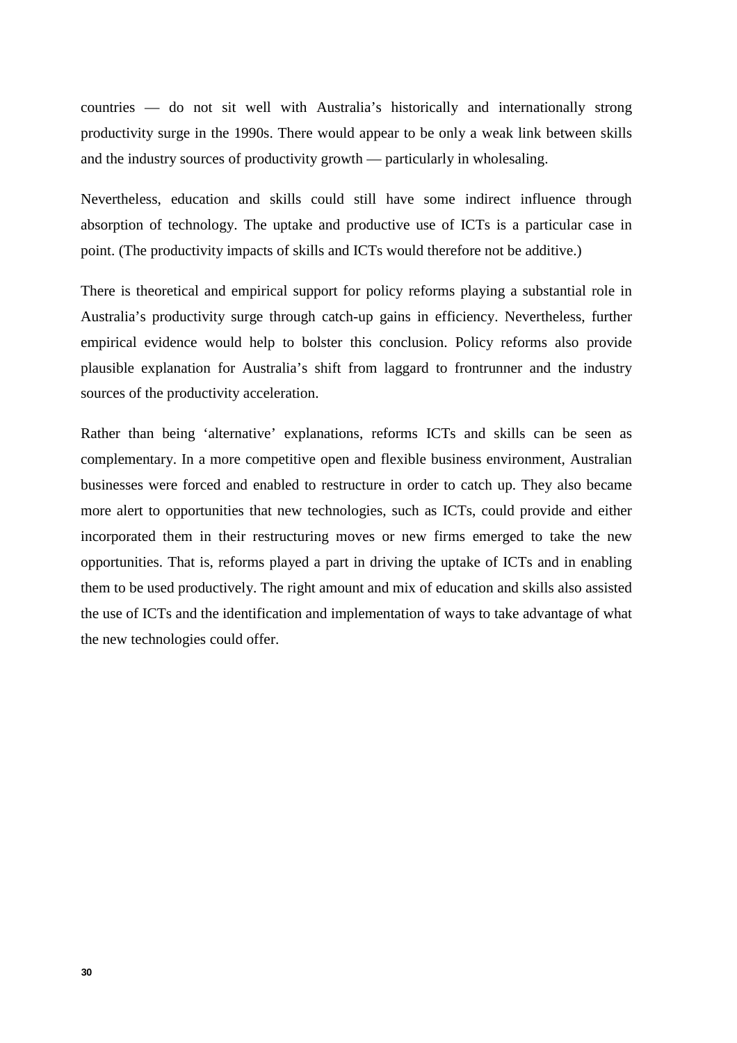countries — do not sit well with Australia's historically and internationally strong productivity surge in the 1990s. There would appear to be only a weak link between skills and the industry sources of productivity growth — particularly in wholesaling.

Nevertheless, education and skills could still have some indirect influence through absorption of technology. The uptake and productive use of ICTs is a particular case in point. (The productivity impacts of skills and ICTs would therefore not be additive.)

There is theoretical and empirical support for policy reforms playing a substantial role in Australia's productivity surge through catch-up gains in efficiency. Nevertheless, further empirical evidence would help to bolster this conclusion. Policy reforms also provide plausible explanation for Australia's shift from laggard to frontrunner and the industry sources of the productivity acceleration.

Rather than being 'alternative' explanations, reforms ICTs and skills can be seen as complementary. In a more competitive open and flexible business environment, Australian businesses were forced and enabled to restructure in order to catch up. They also became more alert to opportunities that new technologies, such as ICTs, could provide and either incorporated them in their restructuring moves or new firms emerged to take the new opportunities. That is, reforms played a part in driving the uptake of ICTs and in enabling them to be used productively. The right amount and mix of education and skills also assisted the use of ICTs and the identification and implementation of ways to take advantage of what the new technologies could offer.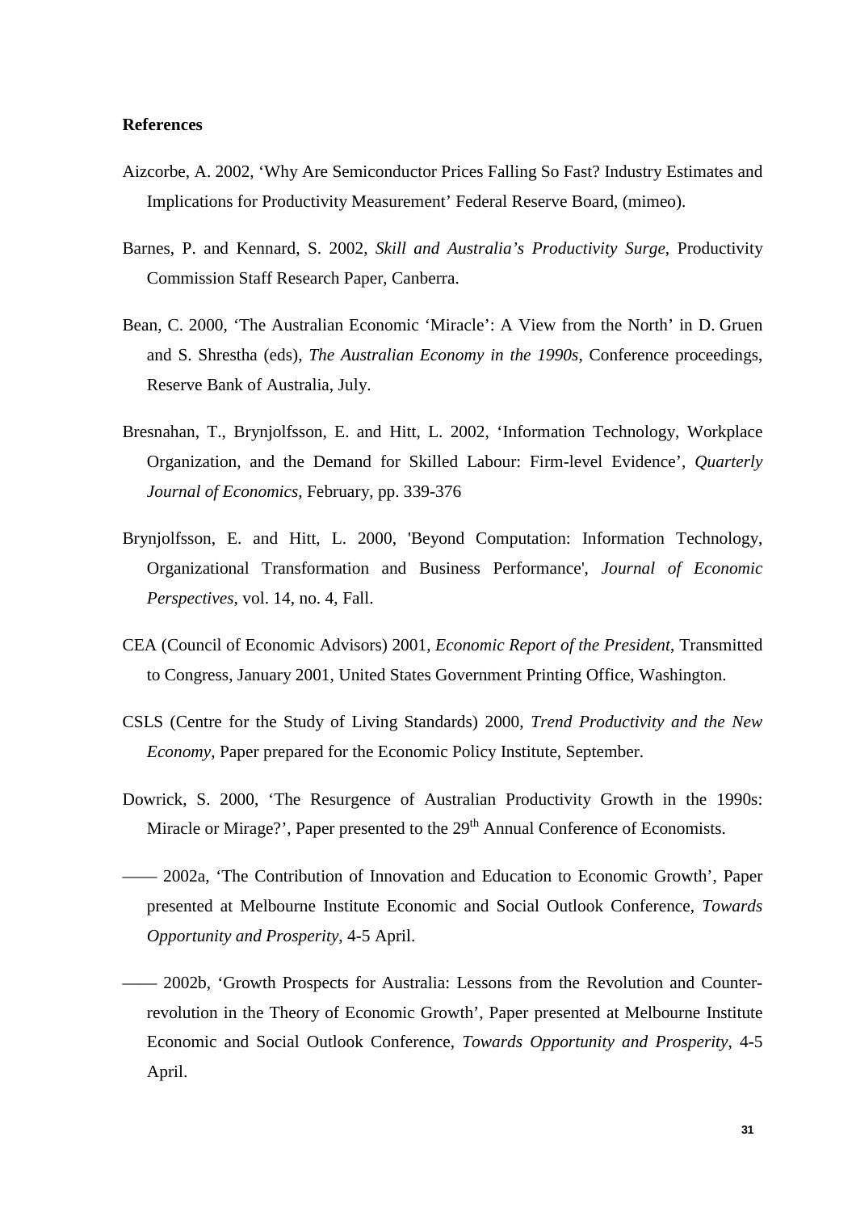**References**

Aizcorbe, A. 2002, 'Why Are Semiconductor Prices Falling So Fast? Industry Estimates and Implications for Productivity Measurement' Federal Reserve Board, (mimeo).

Barnes, P. and Kennard, S. 2002, *Skill and Australia's Productivity Surge*, Productivity Commission Staff Research Paper, Canberra.

Bean, C. 2000, 'The Australian Economic 'Miracle': A View from the North' in D. Gruen and S. Shrestha (eds), *The Australian Economy in the 1990s*, Conference proceedings, Reserve Bank of Australia, July.

Bresnahan, T., Brynjolfsson, E. and Hitt, L. 2002, 'Information Technology, Workplace Organization, and the Demand for Skilled Labour: Firm-level Evidence', *Quarterly Journal of Economics*, February, pp. 339-376

Brynjolfsson, E. and Hitt, L. 2000, 'Beyond Computation: Information Technology, Organizational Transformation and Business Performance', *Journal of Economic Perspectives*, vol. 14, no. 4, Fall.

CEA (Council of Economic Advisors) 2001, *Economic Report of the President*, Transmitted to Congress, January 2001, United States Government Printing Office, Washington.

CSLS (Centre for the Study of Living Standards) 2000, *Trend Productivity and the New Economy*, Paper prepared for the Economic Policy Institute, September.

Dowrick, S. 2000, 'The Resurgence of Australian Productivity Growth in the 1990s: Miracle or Mirage?', Paper presented to the 29th Annual Conference of Economists.

—— 2002a, 'The Contribution of Innovation and Education to Economic Growth', Paper presented at Melbourne Institute Economic and Social Outlook Conference, *Towards Opportunity and Prosperity*, 4-5 April.

—— 2002b, 'Growth Prospects for Australia: Lessons from the Revolution and Counter-revolution in the Theory of Economic Growth', Paper presented at Melbourne Institute Economic and Social Outlook Conference, *Towards Opportunity and Prosperity*, 4-5 April.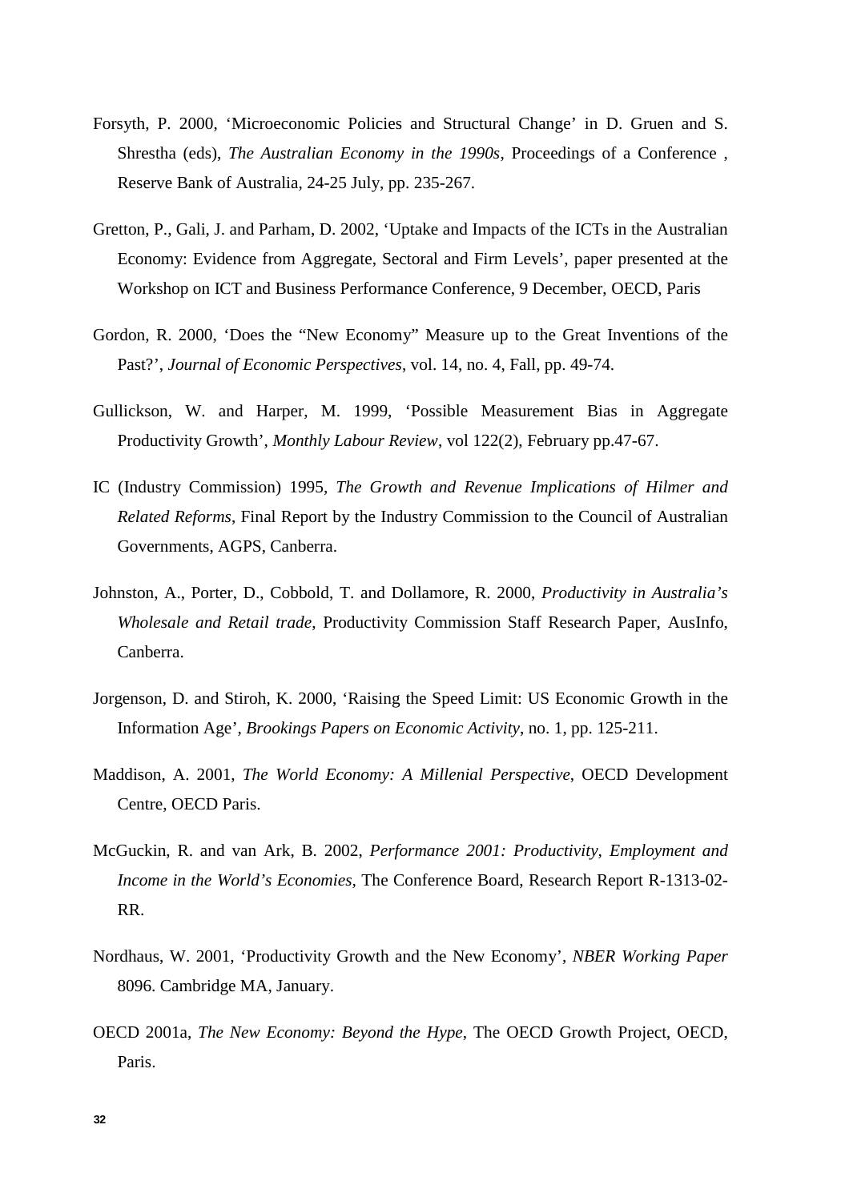Forsyth, P. 2000, 'Microeconomic Policies and Structural Change' in D. Gruen and S. Shrestha (eds), *The Australian Economy in the 1990s*, Proceedings of a Conference , Reserve Bank of Australia, 24-25 July, pp. 235-267.

Gretton, P., Gali, J. and Parham, D. 2002, 'Uptake and Impacts of the ICTs in the Australian Economy: Evidence from Aggregate, Sectoral and Firm Levels', paper presented at the Workshop on ICT and Business Performance Conference, 9 December, OECD, Paris

Gordon, R. 2000, 'Does the "New Economy" Measure up to the Great Inventions of the Past?', *Journal of Economic Perspectives*, vol. 14, no. 4, Fall, pp. 49-74.

Gullickson, W. and Harper, M. 1999, 'Possible Measurement Bias in Aggregate Productivity Growth', *Monthly Labour Review*, vol 122(2), February pp.47-67.

IC (Industry Commission) 1995, *The Growth and Revenue Implications of Hilmer and Related Reforms*, Final Report by the Industry Commission to the Council of Australian Governments, AGPS, Canberra.

Johnston, A., Porter, D., Cobbold, T. and Dollamore, R. 2000, *Productivity in Australia's Wholesale and Retail trade*, Productivity Commission Staff Research Paper, AusInfo, Canberra.

Jorgenson, D. and Stiroh, K. 2000, 'Raising the Speed Limit: US Economic Growth in the Information Age', *Brookings Papers on Economic Activity*, no. 1, pp. 125-211.

Maddison, A. 2001, *The World Economy: A Millenial Perspective*, OECD Development Centre, OECD Paris.

McGuckin, R. and van Ark, B. 2002, *Performance 2001: Productivity, Employment and Income in the World's Economies,* The Conference Board, Research Report R-1313-02-RR.

Nordhaus, W. 2001, 'Productivity Growth and the New Economy', *NBER Working Paper* 8096. Cambridge MA, January.

OECD 2001a, *The New Economy: Beyond the Hype*, The OECD Growth Project, OECD, Paris.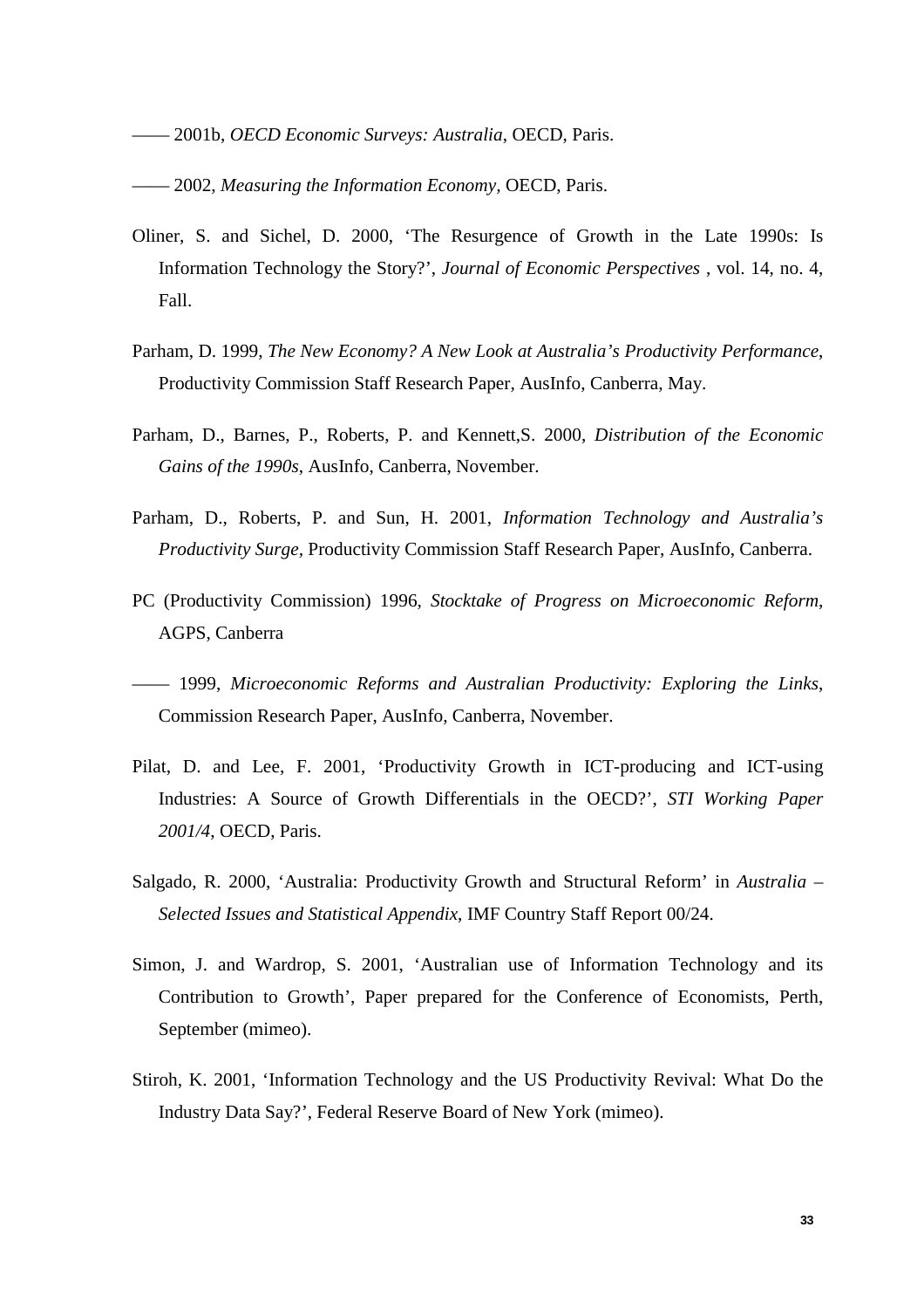—— 2001b, *OECD Economic Surveys: Australia*, OECD, Paris.

—— 2002, *Measuring the Information Economy,* OECD, Paris.

Oliner, S. and Sichel, D. 2000, 'The Resurgence of Growth in the Late 1990s: Is Information Technology the Story?', *Journal of Economic Perspectives* , vol. 14, no. 4, Fall.

Parham, D. 1999, *The New Economy? A New Look at Australia's Productivity Performance*, Productivity Commission Staff Research Paper, AusInfo, Canberra, May.

Parham, D., Barnes, P., Roberts, P. and Kennett,S. 2000, *Distribution of the Economic Gains of the 1990s*, AusInfo, Canberra, November.

Parham, D., Roberts, P. and Sun, H. 2001, *Information Technology and Australia's Productivity Surge,* Productivity Commission Staff Research Paper, AusInfo, Canberra.

PC (Productivity Commission) 1996, *Stocktake of Progress on Microeconomic Reform*, AGPS, Canberra

—— 1999, *Microeconomic Reforms and Australian Productivity: Exploring the Links*, Commission Research Paper, AusInfo, Canberra, November.

Pilat, D. and Lee, F. 2001, 'Productivity Growth in ICT-producing and ICT-using Industries: A Source of Growth Differentials in the OECD?', *STI Working Paper 2001/4*, OECD, Paris.

Salgado, R. 2000, 'Australia: Productivity Growth and Structural Reform' in *Australia – Selected Issues and Statistical Appendix*, IMF Country Staff Report 00/24.

Simon, J. and Wardrop, S. 2001, 'Australian use of Information Technology and its Contribution to Growth', Paper prepared for the Conference of Economists, Perth, September (mimeo).

Stiroh, K. 2001, 'Information Technology and the US Productivity Revival: What Do the Industry Data Say?', Federal Reserve Board of New York (mimeo).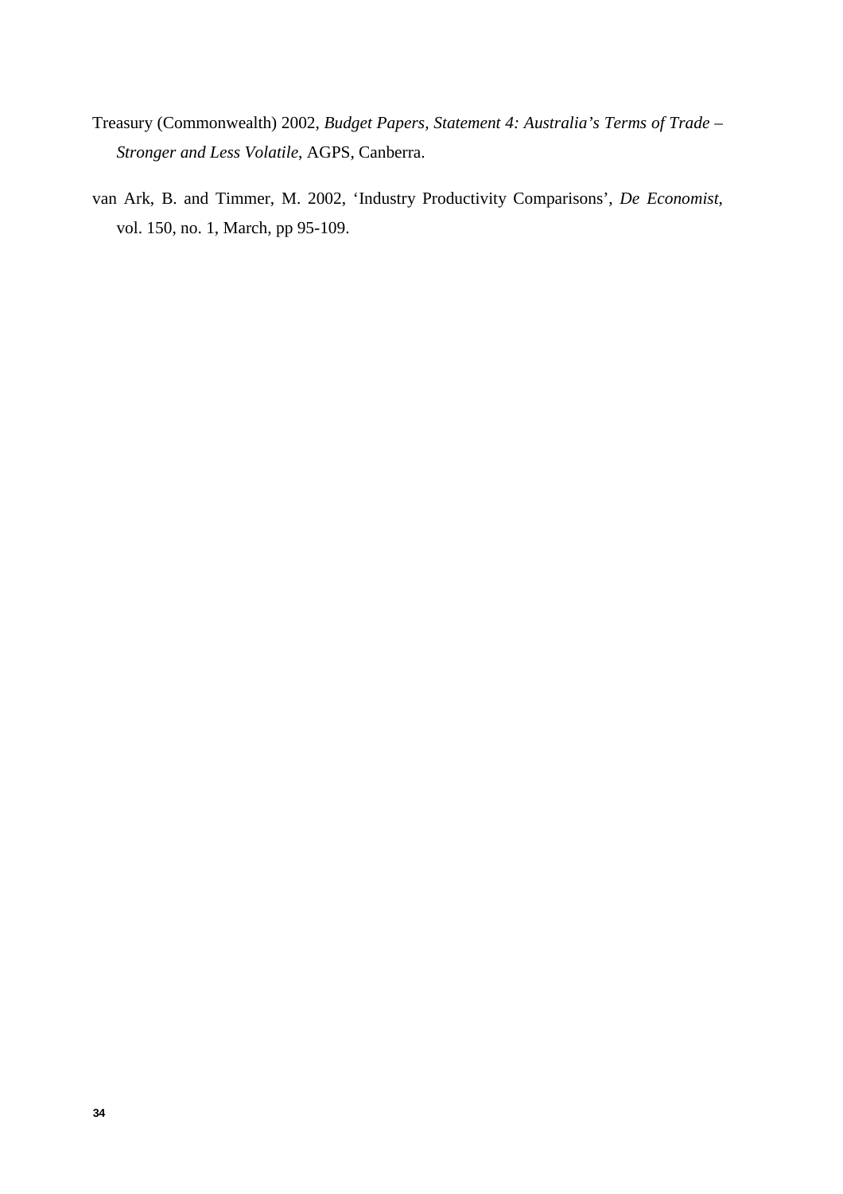Treasury (Commonwealth) 2002, *Budget Papers, Statement 4: Australia's Terms of Trade – Stronger and Less Volatile*, AGPS, Canberra.

van Ark, B. and Timmer, M. 2002, 'Industry Productivity Comparisons', *De Economist*, vol. 150, no. 1, March, pp 95-109.